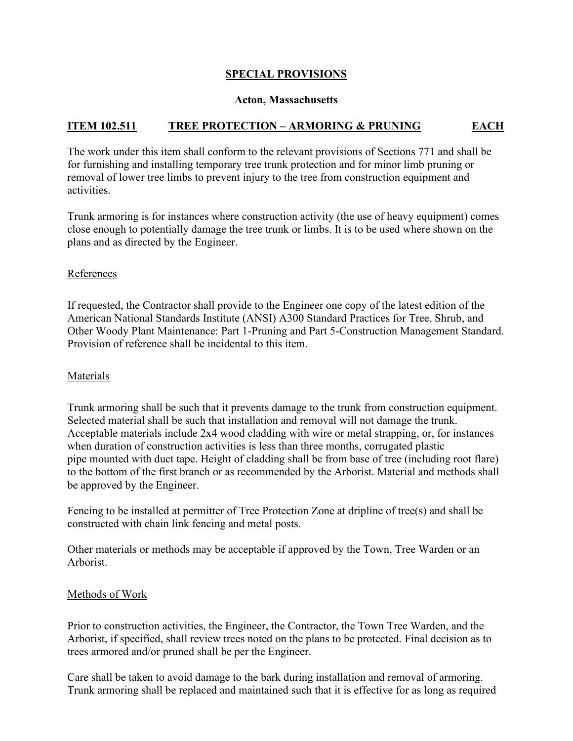## SPECIAL PROVISIONS

### Acton, Massachusetts

**ITEM 102.511 TREE PROTECTION – ARMORING & PRUNING EACH**

The work under this item shall conform to the relevant provisions of Sections 771 and shall be for furnishing and installing temporary tree trunk protection and for minor limb pruning or removal of lower tree limbs to prevent injury to the tree from construction equipment and activities.

Trunk armoring is for instances where construction activity (the use of heavy equipment) comes close enough to potentially damage the tree trunk or limbs. It is to be used where shown on the plans and as directed by the Engineer.

References

If requested, the Contractor shall provide to the Engineer one copy of the latest edition of the American National Standards Institute (ANSI) A300 Standard Practices for Tree, Shrub, and Other Woody Plant Maintenance: Part 1-Pruning and Part 5-Construction Management Standard. Provision of reference shall be incidental to this item.

Materials

Trunk armoring shall be such that it prevents damage to the trunk from construction equipment. Selected material shall be such that installation and removal will not damage the trunk. Acceptable materials include 2x4 wood cladding with wire or metal strapping, or, for instances when duration of construction activities is less than three months, corrugated plastic pipe mounted with duct tape. Height of cladding shall be from base of tree (including root flare) to the bottom of the first branch or as recommended by the Arborist. Material and methods shall be approved by the Engineer.

Fencing to be installed at permitter of Tree Protection Zone at dripline of tree(s) and shall be constructed with chain link fencing and metal posts.

Other materials or methods may be acceptable if approved by the Town, Tree Warden or an Arborist.

Methods of Work

Prior to construction activities, the Engineer, the Contractor, the Town Tree Warden, and the Arborist, if specified, shall review trees noted on the plans to be protected. Final decision as to trees armored and/or pruned shall be per the Engineer.

Care shall be taken to avoid damage to the bark during installation and removal of armoring. Trunk armoring shall be replaced and maintained such that it is effective for as long as required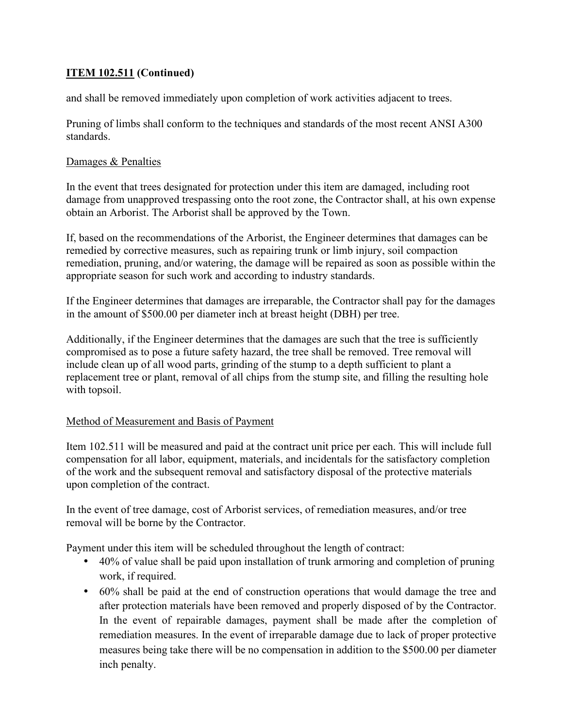**<u>ITEM 102.511</u> (Continued)**

and shall be removed immediately upon completion of work activities adjacent to trees.

Pruning of limbs shall conform to the techniques and standards of the most recent ANSI A300 standards.

<u>Damages & Penalties</u>

In the event that trees designated for protection under this item are damaged, including root damage from unapproved trespassing onto the root zone, the Contractor shall, at his own expense obtain an Arborist. The Arborist shall be approved by the Town.

If, based on the recommendations of the Arborist, the Engineer determines that damages can be remedied by corrective measures, such as repairing trunk or limb injury, soil compaction remediation, pruning, and/or watering, the damage will be repaired as soon as possible within the appropriate season for such work and according to industry standards.

If the Engineer determines that damages are irreparable, the Contractor shall pay for the damages in the amount of $500.00 per diameter inch at breast height (DBH) per tree.

Additionally, if the Engineer determines that the damages are such that the tree is sufficiently compromised as to pose a future safety hazard, the tree shall be removed. Tree removal will include clean up of all wood parts, grinding of the stump to a depth sufficient to plant a replacement tree or plant, removal of all chips from the stump site, and filling the resulting hole with topsoil.

<u>Method of Measurement and Basis of Payment</u>

Item 102.511 will be measured and paid at the contract unit price per each. This will include full compensation for all labor, equipment, materials, and incidentals for the satisfactory completion of the work and the subsequent removal and satisfactory disposal of the protective materials upon completion of the contract.

In the event of tree damage, cost of Arborist services, of remediation measures, and/or tree removal will be borne by the Contractor.

Payment under this item will be scheduled throughout the length of contract:

- 40% of value shall be paid upon installation of trunk armoring and completion of pruning work, if required.
- 60% shall be paid at the end of construction operations that would damage the tree and after protection materials have been removed and properly disposed of by the Contractor. In the event of repairable damages, payment shall be made after the completion of remediation measures. In the event of irreparable damage due to lack of proper protective measures being take there will be no compensation in addition to the $500.00 per diameter inch penalty.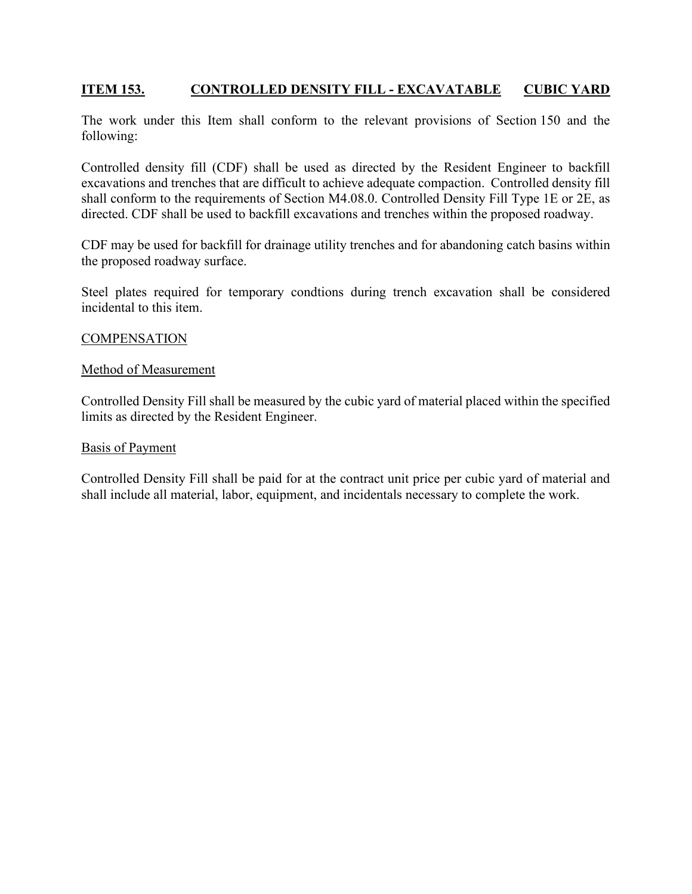**ITEM 153. CONTROLLED DENSITY FILL - EXCAVATABLE CUBIC YARD**

The work under this Item shall conform to the relevant provisions of Section 150 and the following:

Controlled density fill (CDF) shall be used as directed by the Resident Engineer to backfill excavations and trenches that are difficult to achieve adequate compaction. Controlled density fill shall conform to the requirements of Section M4.08.0. Controlled Density Fill Type 1E or 2E, as directed. CDF shall be used to backfill excavations and trenches within the proposed roadway.

CDF may be used for backfill for drainage utility trenches and for abandoning catch basins within the proposed roadway surface.

Steel plates required for temporary condtions during trench excavation shall be considered incidental to this item.

COMPENSATION

Method of Measurement

Controlled Density Fill shall be measured by the cubic yard of material placed within the specified limits as directed by the Resident Engineer.

Basis of Payment

Controlled Density Fill shall be paid for at the contract unit price per cubic yard of material and shall include all material, labor, equipment, and incidentals necessary to complete the work.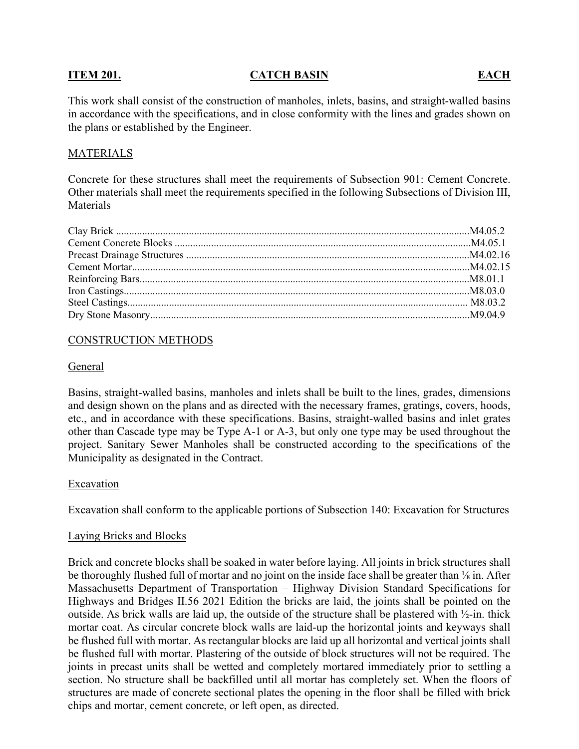**ITEM 201. CATCH BASIN EACH**

This work shall consist of the construction of manholes, inlets, basins, and straight-walled basins in accordance with the specifications, and in close conformity with the lines and grades shown on the plans or established by the Engineer.

MATERIALS

Concrete for these structures shall meet the requirements of Subsection 901: Cement Concrete. Other materials shall meet the requirements specified in the following Subsections of Division III, Materials

| | |
|---|---|
| Clay Brick | M4.05.2 |
| Cement Concrete Blocks | M4.05.1 |
| Precast Drainage Structures | M4.02.16 |
| Cement Mortar | M4.02.15 |
| Reinforcing Bars | M8.01.1 |
| Iron Castings | M8.03.0 |
| Steel Castings | M8.03.2 |
| Dry Stone Masonry | M9.04.9 |

CONSTRUCTION METHODS

General

Basins, straight-walled basins, manholes and inlets shall be built to the lines, grades, dimensions and design shown on the plans and as directed with the necessary frames, gratings, covers, hoods, etc., and in accordance with these specifications. Basins, straight-walled basins and inlet grates other than Cascade type may be Type A-1 or A-3, but only one type may be used throughout the project. Sanitary Sewer Manholes shall be constructed according to the specifications of the Municipality as designated in the Contract.

Excavation

Excavation shall conform to the applicable portions of Subsection 140: Excavation for Structures

Laying Bricks and Blocks

Brick and concrete blocks shall be soaked in water before laying. All joints in brick structures shall be thoroughly flushed full of mortar and no joint on the inside face shall be greater than ⅛ in. After Massachusetts Department of Transportation – Highway Division Standard Specifications for Highways and Bridges II.56 2021 Edition the bricks are laid, the joints shall be pointed on the outside. As brick walls are laid up, the outside of the structure shall be plastered with ½-in. thick mortar coat. As circular concrete block walls are laid-up the horizontal joints and keyways shall be flushed full with mortar. As rectangular blocks are laid up all horizontal and vertical joints shall be flushed full with mortar. Plastering of the outside of block structures will not be required. The joints in precast units shall be wetted and completely mortared immediately prior to settling a section. No structure shall be backfilled until all mortar has completely set. When the floors of structures are made of concrete sectional plates the opening in the floor shall be filled with brick chips and mortar, cement concrete, or left open, as directed.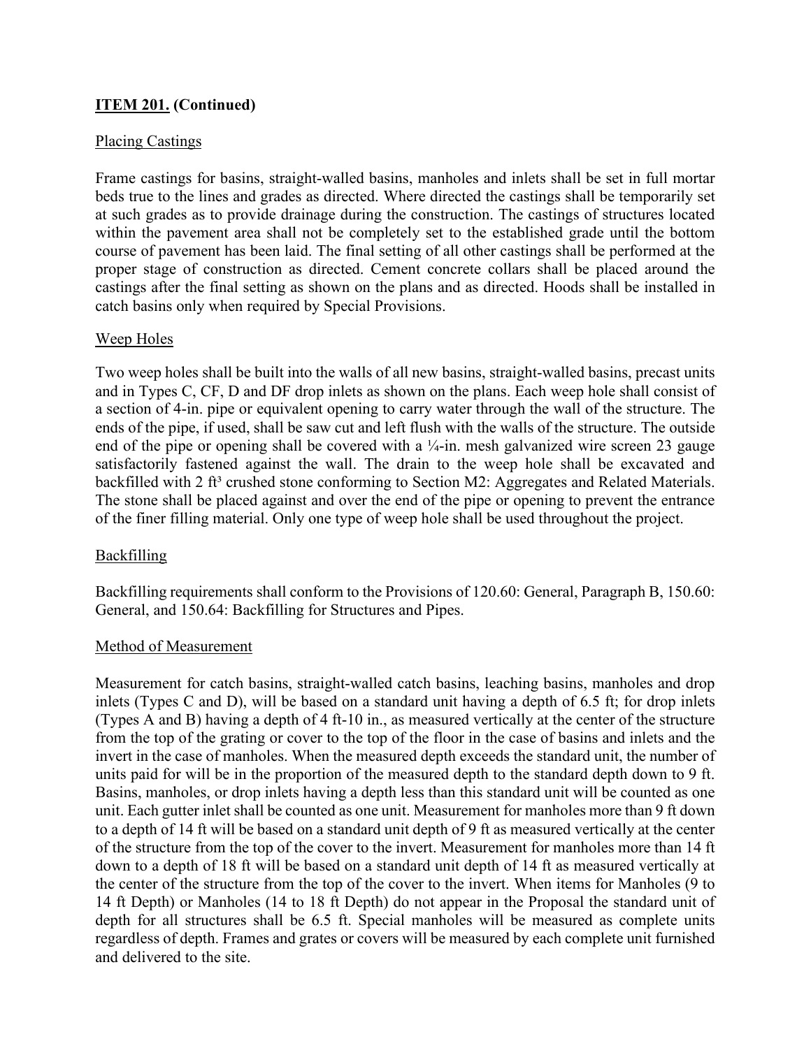**ITEM 201. (Continued)**

Placing Castings

Frame castings for basins, straight-walled basins, manholes and inlets shall be set in full mortar beds true to the lines and grades as directed. Where directed the castings shall be temporarily set at such grades as to provide drainage during the construction. The castings of structures located within the pavement area shall not be completely set to the established grade until the bottom course of pavement has been laid. The final setting of all other castings shall be performed at the proper stage of construction as directed. Cement concrete collars shall be placed around the castings after the final setting as shown on the plans and as directed. Hoods shall be installed in catch basins only when required by Special Provisions.

Weep Holes

Two weep holes shall be built into the walls of all new basins, straight-walled basins, precast units and in Types C, CF, D and DF drop inlets as shown on the plans. Each weep hole shall consist of a section of 4-in. pipe or equivalent opening to carry water through the wall of the structure. The ends of the pipe, if used, shall be saw cut and left flush with the walls of the structure. The outside end of the pipe or opening shall be covered with a ¼-in. mesh galvanized wire screen 23 gauge satisfactorily fastened against the wall. The drain to the weep hole shall be excavated and backfilled with 2 $ft^3$ crushed stone conforming to Section M2: Aggregates and Related Materials. The stone shall be placed against and over the end of the pipe or opening to prevent the entrance of the finer filling material. Only one type of weep hole shall be used throughout the project.

Backfilling

Backfilling requirements shall conform to the Provisions of 120.60: General, Paragraph B, 150.60: General, and 150.64: Backfilling for Structures and Pipes.

Method of Measurement

Measurement for catch basins, straight-walled catch basins, leaching basins, manholes and drop inlets (Types C and D), will be based on a standard unit having a depth of 6.5 ft; for drop inlets (Types A and B) having a depth of 4 ft-10 in., as measured vertically at the center of the structure from the top of the grating or cover to the top of the floor in the case of basins and inlets and the invert in the case of manholes. When the measured depth exceeds the standard unit, the number of units paid for will be in the proportion of the measured depth to the standard depth down to 9 ft. Basins, manholes, or drop inlets having a depth less than this standard unit will be counted as one unit. Each gutter inlet shall be counted as one unit. Measurement for manholes more than 9 ft down to a depth of 14 ft will be based on a standard unit depth of 9 ft as measured vertically at the center of the structure from the top of the cover to the invert. Measurement for manholes more than 14 ft down to a depth of 18 ft will be based on a standard unit depth of 14 ft as measured vertically at the center of the structure from the top of the cover to the invert. When items for Manholes (9 to 14 ft Depth) or Manholes (14 to 18 ft Depth) do not appear in the Proposal the standard unit of depth for all structures shall be 6.5 ft. Special manholes will be measured as complete units regardless of depth. Frames and grates or covers will be measured by each complete unit furnished and delivered to the site.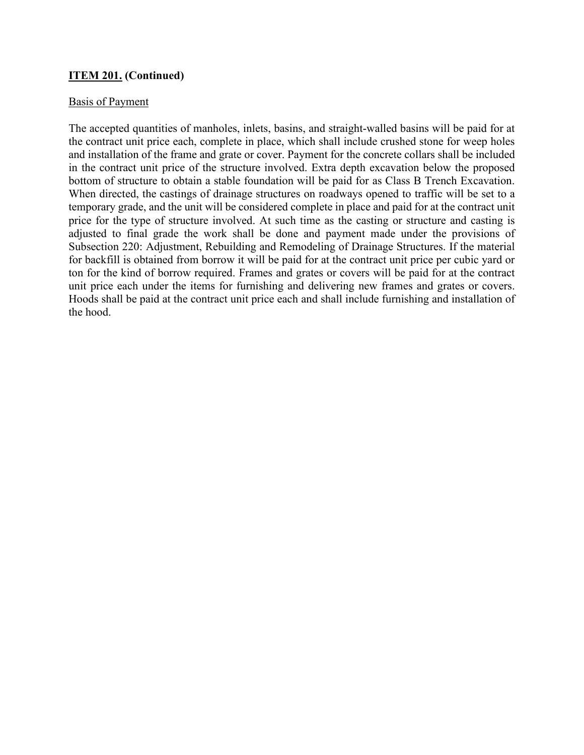**<u>ITEM 201.</u> (Continued)**

<u>Basis of Payment</u>

The accepted quantities of manholes, inlets, basins, and straight-walled basins will be paid for at the contract unit price each, complete in place, which shall include crushed stone for weep holes and installation of the frame and grate or cover. Payment for the concrete collars shall be included in the contract unit price of the structure involved. Extra depth excavation below the proposed bottom of structure to obtain a stable foundation will be paid for as Class B Trench Excavation. When directed, the castings of drainage structures on roadways opened to traffic will be set to a temporary grade, and the unit will be considered complete in place and paid for at the contract unit price for the type of structure involved. At such time as the casting or structure and casting is adjusted to final grade the work shall be done and payment made under the provisions of Subsection 220: Adjustment, Rebuilding and Remodeling of Drainage Structures. If the material for backfill is obtained from borrow it will be paid for at the contract unit price per cubic yard or ton for the kind of borrow required. Frames and grates or covers will be paid for at the contract unit price each under the items for furnishing and delivering new frames and grates or covers. Hoods shall be paid at the contract unit price each and shall include furnishing and installation of the hood.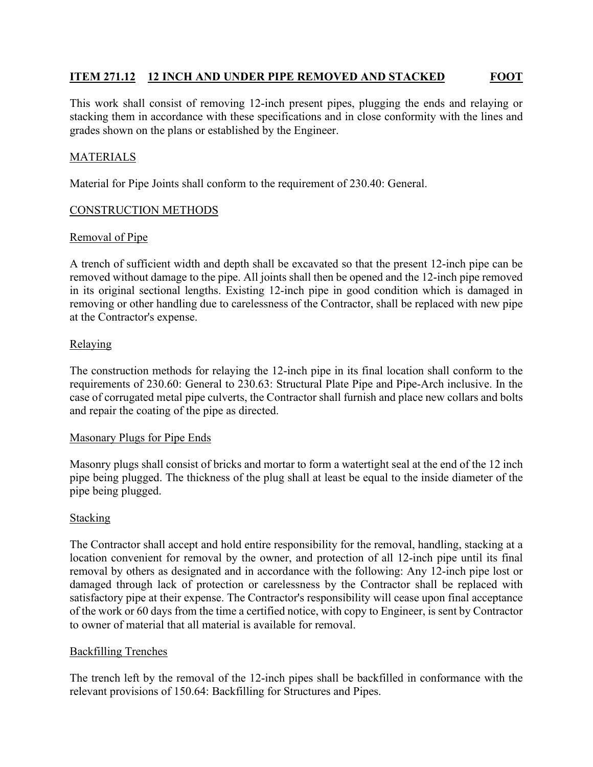## ITEM 271.12 12 INCH AND UNDER PIPE REMOVED AND STACKED FOOT

This work shall consist of removing 12-inch present pipes, plugging the ends and relaying or stacking them in accordance with these specifications and in close conformity with the lines and grades shown on the plans or established by the Engineer.

### MATERIALS

Material for Pipe Joints shall conform to the requirement of 230.40: General.

### CONSTRUCTION METHODS

#### Removal of Pipe

A trench of sufficient width and depth shall be excavated so that the present 12-inch pipe can be removed without damage to the pipe. All joints shall then be opened and the 12-inch pipe removed in its original sectional lengths. Existing 12-inch pipe in good condition which is damaged in removing or other handling due to carelessness of the Contractor, shall be replaced with new pipe at the Contractor's expense.

#### Relaying

The construction methods for relaying the 12-inch pipe in its final location shall conform to the requirements of 230.60: General to 230.63: Structural Plate Pipe and Pipe-Arch inclusive. In the case of corrugated metal pipe culverts, the Contractor shall furnish and place new collars and bolts and repair the coating of the pipe as directed.

#### Masonary Plugs for Pipe Ends

Masonry plugs shall consist of bricks and mortar to form a watertight seal at the end of the 12 inch pipe being plugged. The thickness of the plug shall at least be equal to the inside diameter of the pipe being plugged.

#### Stacking

The Contractor shall accept and hold entire responsibility for the removal, handling, stacking at a location convenient for removal by the owner, and protection of all 12-inch pipe until its final removal by others as designated and in accordance with the following: Any 12-inch pipe lost or damaged through lack of protection or carelessness by the Contractor shall be replaced with satisfactory pipe at their expense. The Contractor's responsibility will cease upon final acceptance of the work or 60 days from the time a certified notice, with copy to Engineer, is sent by Contractor to owner of material that all material is available for removal.

#### Backfilling Trenches

The trench left by the removal of the 12-inch pipes shall be backfilled in conformance with the relevant provisions of 150.64: Backfilling for Structures and Pipes.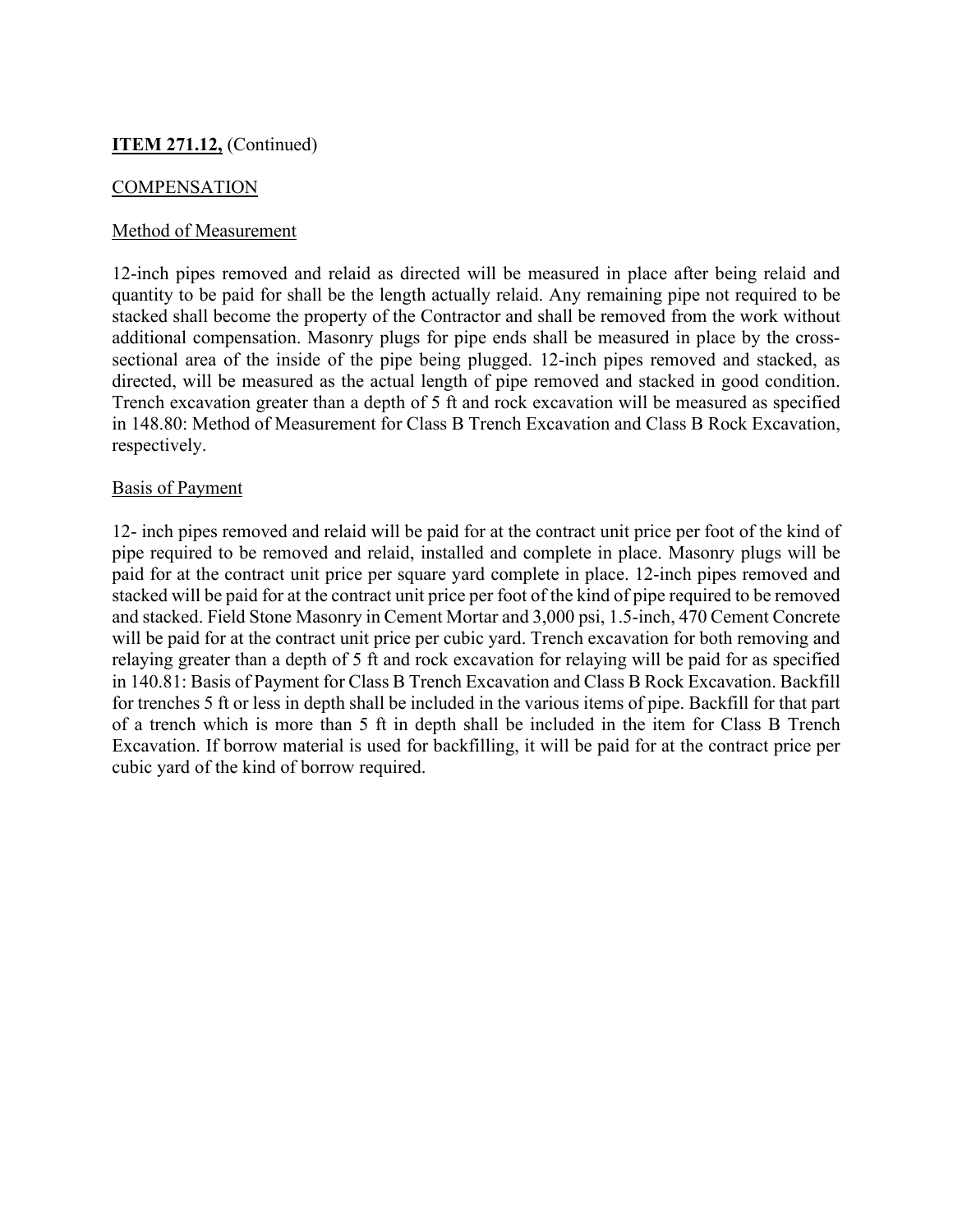**ITEM 271.12,** (Continued)

COMPENSATION

Method of Measurement

12-inch pipes removed and relaid as directed will be measured in place after being relaid and quantity to be paid for shall be the length actually relaid. Any remaining pipe not required to be stacked shall become the property of the Contractor and shall be removed from the work without additional compensation. Masonry plugs for pipe ends shall be measured in place by the cross-sectional area of the inside of the pipe being plugged. 12-inch pipes removed and stacked, as directed, will be measured as the actual length of pipe removed and stacked in good condition. Trench excavation greater than a depth of 5 ft and rock excavation will be measured as specified in 148.80: Method of Measurement for Class B Trench Excavation and Class B Rock Excavation, respectively.

Basis of Payment

12- inch pipes removed and relaid will be paid for at the contract unit price per foot of the kind of pipe required to be removed and relaid, installed and complete in place. Masonry plugs will be paid for at the contract unit price per square yard complete in place. 12-inch pipes removed and stacked will be paid for at the contract unit price per foot of the kind of pipe required to be removed and stacked. Field Stone Masonry in Cement Mortar and 3,000 psi, 1.5-inch, 470 Cement Concrete will be paid for at the contract unit price per cubic yard. Trench excavation for both removing and relaying greater than a depth of 5 ft and rock excavation for relaying will be paid for as specified in 140.81: Basis of Payment for Class B Trench Excavation and Class B Rock Excavation. Backfill for trenches 5 ft or less in depth shall be included in the various items of pipe. Backfill for that part of a trench which is more than 5 ft in depth shall be included in the item for Class B Trench Excavation. If borrow material is used for backfilling, it will be paid for at the contract price per cubic yard of the kind of borrow required.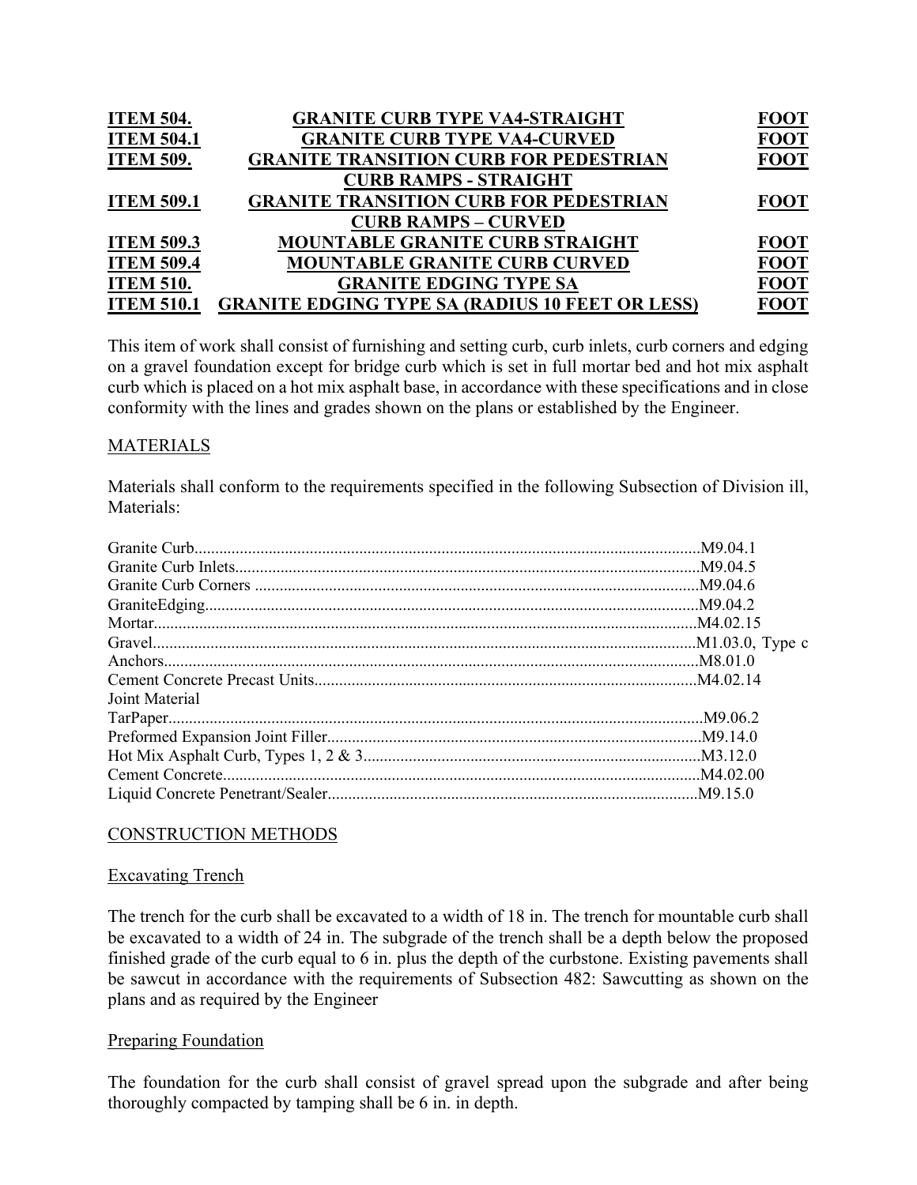| ITEM | DESCRIPTION | UNIT |
|---|---|---|
| **ITEM 504.** | **GRANITE CURB TYPE VA4-STRAIGHT** | **FOOT** |
| **ITEM 504.1** | **GRANITE CURB TYPE VA4-CURVED** | **FOOT** |
| **ITEM 509.** | **GRANITE TRANSITION CURB FOR PEDESTRIAN CURB RAMPS - STRAIGHT** | **FOOT** |
| **ITEM 509.1** | **GRANITE TRANSITION CURB FOR PEDESTRIAN CURB RAMPS – CURVED** | **FOOT** |
| **ITEM 509.3** | **MOUNTABLE GRANITE CURB STRAIGHT** | **FOOT** |
| **ITEM 509.4** | **MOUNTABLE GRANITE CURB CURVED** | **FOOT** |
| **ITEM 510.** | **GRANITE EDGING TYPE SA** | **FOOT** |
| **ITEM 510.1** | **GRANITE EDGING TYPE SA (RADIUS 10 FEET OR LESS)** | **FOOT** |

This item of work shall consist of furnishing and setting curb, curb inlets, curb corners and edging on a gravel foundation except for bridge curb which is set in full mortar bed and hot mix asphalt curb which is placed on a hot mix asphalt base, in accordance with these specifications and in close conformity with the lines and grades shown on the plans or established by the Engineer.

## MATERIALS

Materials shall conform to the requirements specified in the following Subsection of Division ill, Materials:

| Material | Subsection |
|---|---|
| Granite Curb | M9.04.1 |
| Granite Curb Inlets | M9.04.5 |
| Granite Curb Corners | M9.04.6 |
| GraniteEdging | M9.04.2 |
| Mortar | M4.02.15 |
| Gravel | M1.03.0, Type c |
| Anchors | M8.01.0 |
| Cement Concrete Precast Units | M4.02.14 |
| Joint Material | |
| TarPaper | M9.06.2 |
| Preformed Expansion Joint Filler | M9.14.0 |
| Hot Mix Asphalt Curb, Types 1, 2 & 3 | M3.12.0 |
| Cement Concrete | M4.02.00 |
| Liquid Concrete Penetrant/Sealer | M9.15.0 |

## CONSTRUCTION METHODS

### Excavating Trench

The trench for the curb shall be excavated to a width of 18 in. The trench for mountable curb shall be excavated to a width of 24 in. The subgrade of the trench shall be a depth below the proposed finished grade of the curb equal to 6 in. plus the depth of the curbstone. Existing pavements shall be sawcut in accordance with the requirements of Subsection 482: Sawcutting as shown on the plans and as required by the Engineer

### Preparing Foundation

The foundation for the curb shall consist of gravel spread upon the subgrade and after being thoroughly compacted by tamping shall be 6 in. in depth.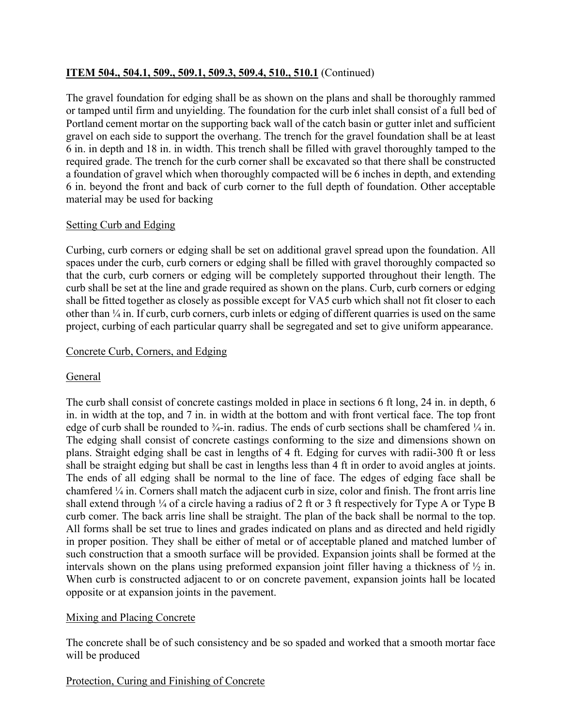**ITEM 504., 504.1, 509., 509.1, 509.3, 509.4, 510., 510.1** (Continued)

The gravel foundation for edging shall be as shown on the plans and shall be thoroughly rammed or tamped until firm and unyielding. The foundation for the curb inlet shall consist of a full bed of Portland cement mortar on the supporting back wall of the catch basin or gutter inlet and sufficient gravel on each side to support the overhang. The trench for the gravel foundation shall be at least 6 in. in depth and 18 in. in width. This trench shall be filled with gravel thoroughly tamped to the required grade. The trench for the curb corner shall be excavated so that there shall be constructed a foundation of gravel which when thoroughly compacted will be 6 inches in depth, and extending 6 in. beyond the front and back of curb corner to the full depth of foundation. Other acceptable material may be used for backing

Setting Curb and Edging

Curbing, curb corners or edging shall be set on additional gravel spread upon the foundation. All spaces under the curb, curb corners or edging shall be filled with gravel thoroughly compacted so that the curb, curb corners or edging will be completely supported throughout their length. The curb shall be set at the line and grade required as shown on the plans. Curb, curb corners or edging shall be fitted together as closely as possible except for VA5 curb which shall not fit closer to each other than ¼ in. If curb, curb corners, curb inlets or edging of different quarries is used on the same project, curbing of each particular quarry shall be segregated and set to give uniform appearance.

Concrete Curb, Corners, and Edging

General

The curb shall consist of concrete castings molded in place in sections 6 ft long, 24 in. in depth, 6 in. in width at the top, and 7 in. in width at the bottom and with front vertical face. The top front edge of curb shall be rounded to ¾-in. radius. The ends of curb sections shall be chamfered ¼ in. The edging shall consist of concrete castings conforming to the size and dimensions shown on plans. Straight edging shall be cast in lengths of 4 ft. Edging for curves with radii-300 ft or less shall be straight edging but shall be cast in lengths less than 4 ft in order to avoid angles at joints. The ends of all edging shall be normal to the line of face. The edges of edging face shall be chamfered ¼ in. Corners shall match the adjacent curb in size, color and finish. The front arris line shall extend through ¼ of a circle having a radius of 2 ft or 3 ft respectively for Type A or Type B curb comer. The back arris line shall be straight. The plan of the back shall be normal to the top. All forms shall be set true to lines and grades indicated on plans and as directed and held rigidly in proper position. They shall be either of metal or of acceptable planed and matched lumber of such construction that a smooth surface will be provided. Expansion joints shall be formed at the intervals shown on the plans using preformed expansion joint filler having a thickness of ½ in. When curb is constructed adjacent to or on concrete pavement, expansion joints hall be located opposite or at expansion joints in the pavement.

Mixing and Placing Concrete

The concrete shall be of such consistency and be so spaded and worked that a smooth mortar face will be produced

Protection, Curing and Finishing of Concrete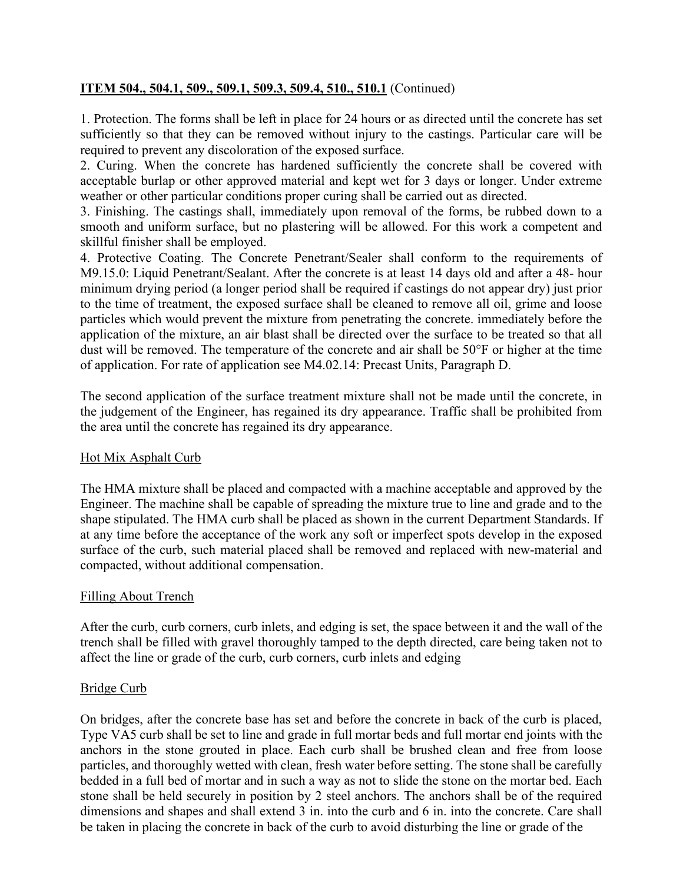**ITEM 504., 504.1, 509., 509.1, 509.3, 509.4, 510., 510.1** (Continued)

1. Protection. The forms shall be left in place for 24 hours or as directed until the concrete has set sufficiently so that they can be removed without injury to the castings. Particular care will be required to prevent any discoloration of the exposed surface.
2. Curing. When the concrete has hardened sufficiently the concrete shall be covered with acceptable burlap or other approved material and kept wet for 3 days or longer. Under extreme weather or other particular conditions proper curing shall be carried out as directed.
3. Finishing. The castings shall, immediately upon removal of the forms, be rubbed down to a smooth and uniform surface, but no plastering will be allowed. For this work a competent and skillful finisher shall be employed.
4. Protective Coating. The Concrete Penetrant/Sealer shall conform to the requirements of M9.15.0: Liquid Penetrant/Sealant. After the concrete is at least 14 days old and after a 48- hour minimum drying period (a longer period shall be required if castings do not appear dry) just prior to the time of treatment, the exposed surface shall be cleaned to remove all oil, grime and loose particles which would prevent the mixture from penetrating the concrete. immediately before the application of the mixture, an air blast shall be directed over the surface to be treated so that all dust will be removed. The temperature of the concrete and air shall be 50°F or higher at the time of application. For rate of application see M4.02.14: Precast Units, Paragraph D.

The second application of the surface treatment mixture shall not be made until the concrete, in the judgement of the Engineer, has regained its dry appearance. Traffic shall be prohibited from the area until the concrete has regained its dry appearance.

Hot Mix Asphalt Curb

The HMA mixture shall be placed and compacted with a machine acceptable and approved by the Engineer. The machine shall be capable of spreading the mixture true to line and grade and to the shape stipulated. The HMA curb shall be placed as shown in the current Department Standards. If at any time before the acceptance of the work any soft or imperfect spots develop in the exposed surface of the curb, such material placed shall be removed and replaced with new-material and compacted, without additional compensation.

Filling About Trench

After the curb, curb corners, curb inlets, and edging is set, the space between it and the wall of the trench shall be filled with gravel thoroughly tamped to the depth directed, care being taken not to affect the line or grade of the curb, curb corners, curb inlets and edging

Bridge Curb

On bridges, after the concrete base has set and before the concrete in back of the curb is placed, Type VA5 curb shall be set to line and grade in full mortar beds and full mortar end joints with the anchors in the stone grouted in place. Each curb shall be brushed clean and free from loose particles, and thoroughly wetted with clean, fresh water before setting. The stone shall be carefully bedded in a full bed of mortar and in such a way as not to slide the stone on the mortar bed. Each stone shall be held securely in position by 2 steel anchors. The anchors shall be of the required dimensions and shapes and shall extend 3 in. into the curb and 6 in. into the concrete. Care shall be taken in placing the concrete in back of the curb to avoid disturbing the line or grade of the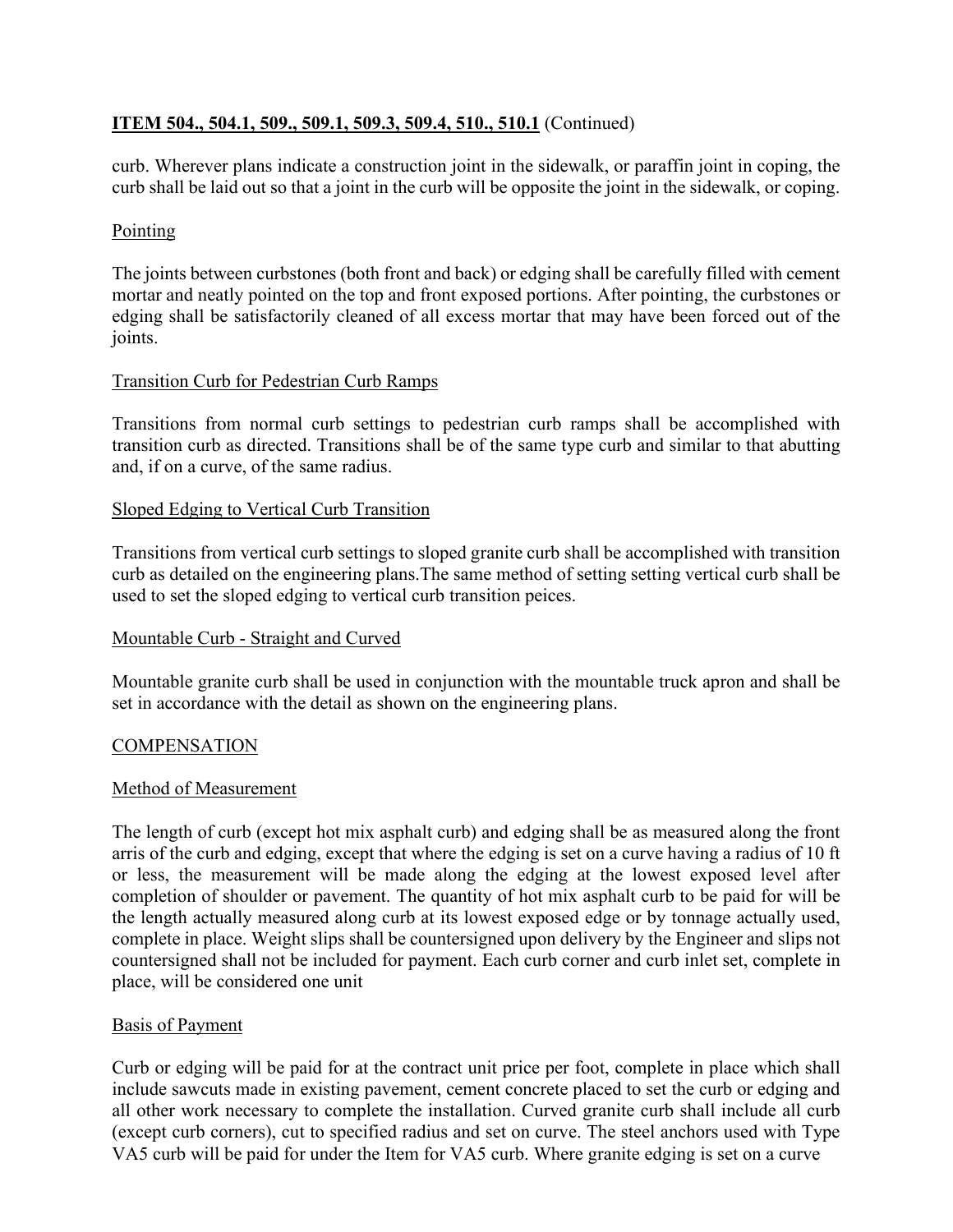**ITEM 504., 504.1, 509., 509.1, 509.3, 509.4, 510., 510.1** (Continued)

curb. Wherever plans indicate a construction joint in the sidewalk, or paraffin joint in coping, the curb shall be laid out so that a joint in the curb will be opposite the joint in the sidewalk, or coping.

Pointing

The joints between curbstones (both front and back) or edging shall be carefully filled with cement mortar and neatly pointed on the top and front exposed portions. After pointing, the curbstones or edging shall be satisfactorily cleaned of all excess mortar that may have been forced out of the joints.

Transition Curb for Pedestrian Curb Ramps

Transitions from normal curb settings to pedestrian curb ramps shall be accomplished with transition curb as directed. Transitions shall be of the same type curb and similar to that abutting and, if on a curve, of the same radius.

Sloped Edging to Vertical Curb Transition

Transitions from vertical curb settings to sloped granite curb shall be accomplished with transition curb as detailed on the engineering plans.The same method of setting setting vertical curb shall be used to set the sloped edging to vertical curb transition peices.

Mountable Curb - Straight and Curved

Mountable granite curb shall be used in conjunction with the mountable truck apron and shall be set in accordance with the detail as shown on the engineering plans.

COMPENSATION

Method of Measurement

The length of curb (except hot mix asphalt curb) and edging shall be as measured along the front arris of the curb and edging, except that where the edging is set on a curve having a radius of 10 ft or less, the measurement will be made along the edging at the lowest exposed level after completion of shoulder or pavement. The quantity of hot mix asphalt curb to be paid for will be the length actually measured along curb at its lowest exposed edge or by tonnage actually used, complete in place. Weight slips shall be countersigned upon delivery by the Engineer and slips not countersigned shall not be included for payment. Each curb corner and curb inlet set, complete in place, will be considered one unit

Basis of Payment

Curb or edging will be paid for at the contract unit price per foot, complete in place which shall include sawcuts made in existing pavement, cement concrete placed to set the curb or edging and all other work necessary to complete the installation. Curved granite curb shall include all curb (except curb corners), cut to specified radius and set on curve. The steel anchors used with Type VA5 curb will be paid for under the Item for VA5 curb. Where granite edging is set on a curve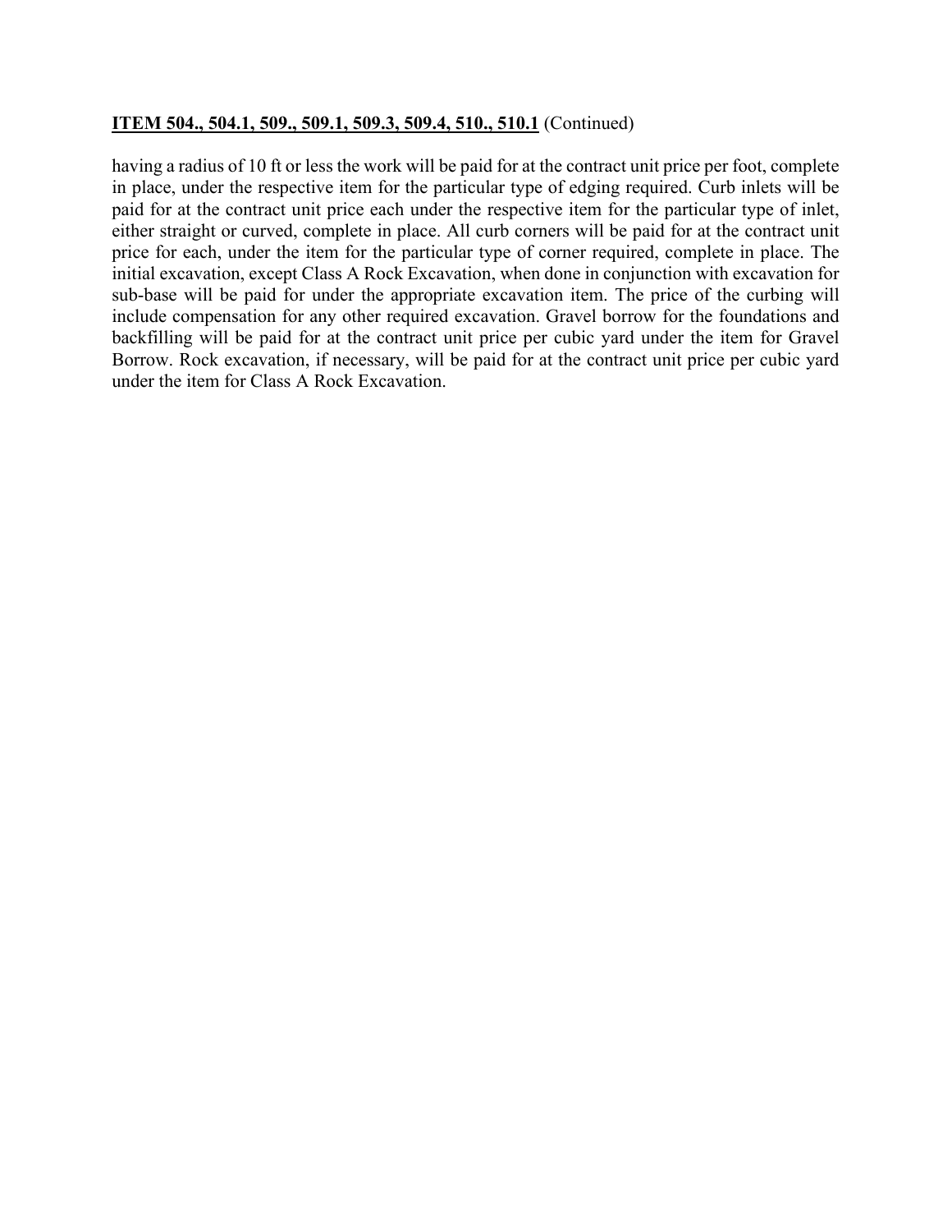**<u>ITEM 504., 504.1, 509., 509.1, 509.3, 509.4, 510., 510.1</u>** (Continued)

having a radius of 10 ft or less the work will be paid for at the contract unit price per foot, complete in place, under the respective item for the particular type of edging required. Curb inlets will be paid for at the contract unit price each under the respective item for the particular type of inlet, either straight or curved, complete in place. All curb corners will be paid for at the contract unit price for each, under the item for the particular type of corner required, complete in place. The initial excavation, except Class A Rock Excavation, when done in conjunction with excavation for sub-base will be paid for under the appropriate excavation item. The price of the curbing will include compensation for any other required excavation. Gravel borrow for the foundations and backfilling will be paid for at the contract unit price per cubic yard under the item for Gravel Borrow. Rock excavation, if necessary, will be paid for at the contract unit price per cubic yard under the item for Class A Rock Excavation.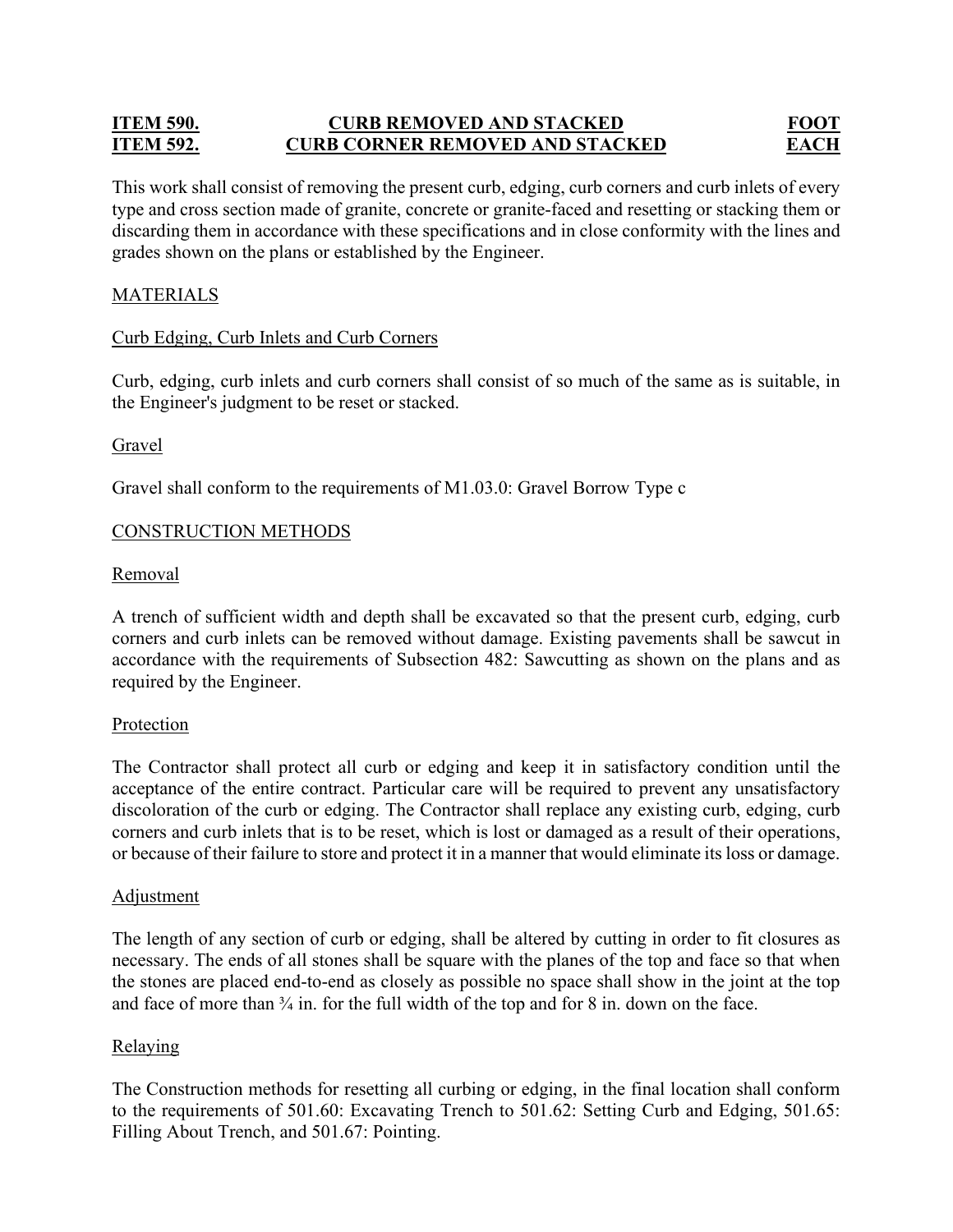| ITEM 590. | CURB REMOVED AND STACKED | FOOT |
|---|---|---|
| ITEM 592. | CURB CORNER REMOVED AND STACKED | EACH |

This work shall consist of removing the present curb, edging, curb corners and curb inlets of every type and cross section made of granite, concrete or granite-faced and resetting or stacking them or discarding them in accordance with these specifications and in close conformity with the lines and grades shown on the plans or established by the Engineer.

MATERIALS

Curb Edging, Curb Inlets and Curb Corners

Curb, edging, curb inlets and curb corners shall consist of so much of the same as is suitable, in the Engineer's judgment to be reset or stacked.

Gravel

Gravel shall conform to the requirements of M1.03.0: Gravel Borrow Type c

CONSTRUCTION METHODS

Removal

A trench of sufficient width and depth shall be excavated so that the present curb, edging, curb corners and curb inlets can be removed without damage. Existing pavements shall be sawcut in accordance with the requirements of Subsection 482: Sawcutting as shown on the plans and as required by the Engineer.

Protection

The Contractor shall protect all curb or edging and keep it in satisfactory condition until the acceptance of the entire contract. Particular care will be required to prevent any unsatisfactory discoloration of the curb or edging. The Contractor shall replace any existing curb, edging, curb corners and curb inlets that is to be reset, which is lost or damaged as a result of their operations, or because of their failure to store and protect it in a manner that would eliminate its loss or damage.

Adjustment

The length of any section of curb or edging, shall be altered by cutting in order to fit closures as necessary. The ends of all stones shall be square with the planes of the top and face so that when the stones are placed end-to-end as closely as possible no space shall show in the joint at the top and face of more than ¾ in. for the full width of the top and for 8 in. down on the face.

Relaying

The Construction methods for resetting all curbing or edging, in the final location shall conform to the requirements of 501.60: Excavating Trench to 501.62: Setting Curb and Edging, 501.65: Filling About Trench, and 501.67: Pointing.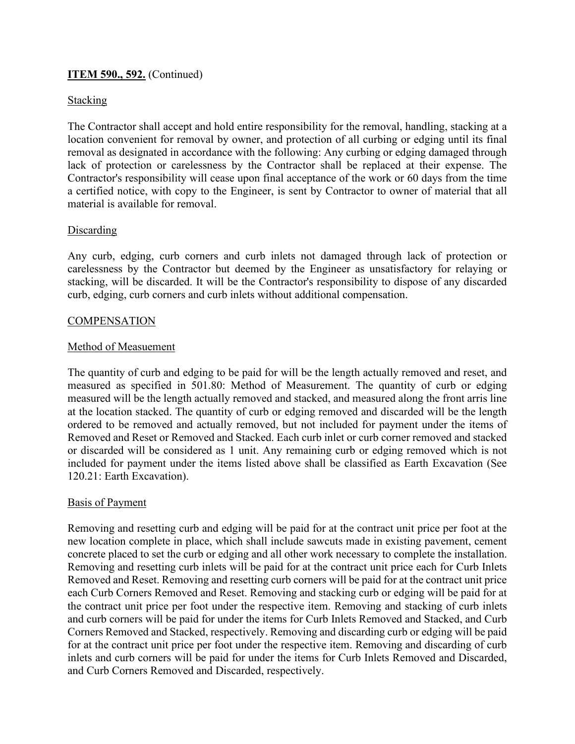**ITEM 590., 592.** (Continued)

Stacking

The Contractor shall accept and hold entire responsibility for the removal, handling, stacking at a location convenient for removal by owner, and protection of all curbing or edging until its final removal as designated in accordance with the following: Any curbing or edging damaged through lack of protection or carelessness by the Contractor shall be replaced at their expense. The Contractor's responsibility will cease upon final acceptance of the work or 60 days from the time a certified notice, with copy to the Engineer, is sent by Contractor to owner of material that all material is available for removal.

Discarding

Any curb, edging, curb corners and curb inlets not damaged through lack of protection or carelessness by the Contractor but deemed by the Engineer as unsatisfactory for relaying or stacking, will be discarded. It will be the Contractor's responsibility to dispose of any discarded curb, edging, curb corners and curb inlets without additional compensation.

COMPENSATION

Method of Measuement

The quantity of curb and edging to be paid for will be the length actually removed and reset, and measured as specified in 501.80: Method of Measurement. The quantity of curb or edging measured will be the length actually removed and stacked, and measured along the front arris line at the location stacked. The quantity of curb or edging removed and discarded will be the length ordered to be removed and actually removed, but not included for payment under the items of Removed and Reset or Removed and Stacked. Each curb inlet or curb corner removed and stacked or discarded will be considered as 1 unit. Any remaining curb or edging removed which is not included for payment under the items listed above shall be classified as Earth Excavation (See 120.21: Earth Excavation).

Basis of Payment

Removing and resetting curb and edging will be paid for at the contract unit price per foot at the new location complete in place, which shall include sawcuts made in existing pavement, cement concrete placed to set the curb or edging and all other work necessary to complete the installation. Removing and resetting curb inlets will be paid for at the contract unit price each for Curb Inlets Removed and Reset. Removing and resetting curb corners will be paid for at the contract unit price each Curb Corners Removed and Reset. Removing and stacking curb or edging will be paid for at the contract unit price per foot under the respective item. Removing and stacking of curb inlets and curb corners will be paid for under the items for Curb Inlets Removed and Stacked, and Curb Corners Removed and Stacked, respectively. Removing and discarding curb or edging will be paid for at the contract unit price per foot under the respective item. Removing and discarding of curb inlets and curb corners will be paid for under the items for Curb Inlets Removed and Discarded, and Curb Corners Removed and Discarded, respectively.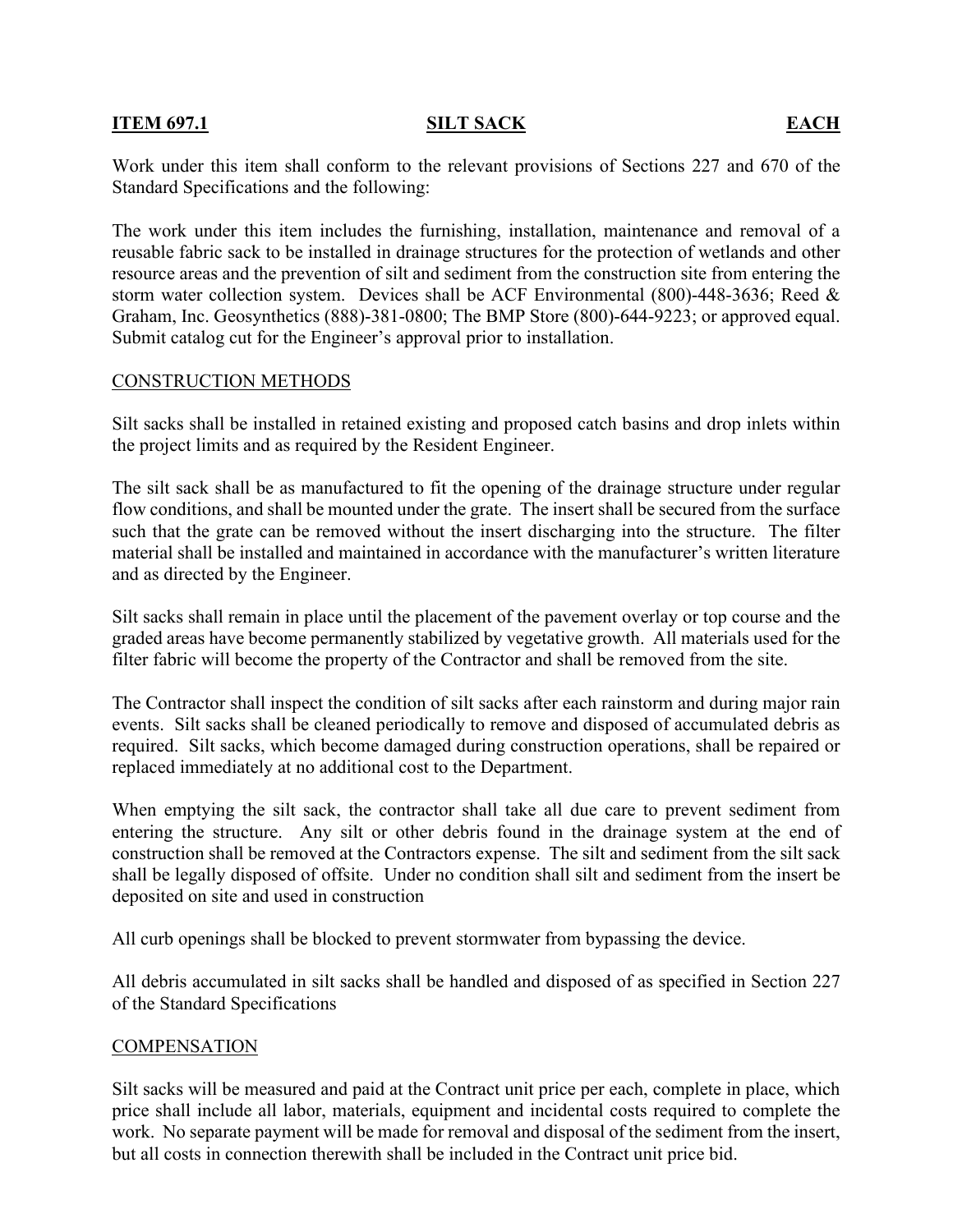**ITEM 697.1** **SILT SACK** **EACH**

Work under this item shall conform to the relevant provisions of Sections 227 and 670 of the Standard Specifications and the following:

The work under this item includes the furnishing, installation, maintenance and removal of a reusable fabric sack to be installed in drainage structures for the protection of wetlands and other resource areas and the prevention of silt and sediment from the construction site from entering the storm water collection system. Devices shall be ACF Environmental (800)-448-3636; Reed & Graham, Inc. Geosynthetics (888)-381-0800; The BMP Store (800)-644-9223; or approved equal. Submit catalog cut for the Engineer's approval prior to installation.

CONSTRUCTION METHODS

Silt sacks shall be installed in retained existing and proposed catch basins and drop inlets within the project limits and as required by the Resident Engineer.

The silt sack shall be as manufactured to fit the opening of the drainage structure under regular flow conditions, and shall be mounted under the grate. The insert shall be secured from the surface such that the grate can be removed without the insert discharging into the structure. The filter material shall be installed and maintained in accordance with the manufacturer's written literature and as directed by the Engineer.

Silt sacks shall remain in place until the placement of the pavement overlay or top course and the graded areas have become permanently stabilized by vegetative growth. All materials used for the filter fabric will become the property of the Contractor and shall be removed from the site.

The Contractor shall inspect the condition of silt sacks after each rainstorm and during major rain events. Silt sacks shall be cleaned periodically to remove and disposed of accumulated debris as required. Silt sacks, which become damaged during construction operations, shall be repaired or replaced immediately at no additional cost to the Department.

When emptying the silt sack, the contractor shall take all due care to prevent sediment from entering the structure. Any silt or other debris found in the drainage system at the end of construction shall be removed at the Contractors expense. The silt and sediment from the silt sack shall be legally disposed of offsite. Under no condition shall silt and sediment from the insert be deposited on site and used in construction

All curb openings shall be blocked to prevent stormwater from bypassing the device.

All debris accumulated in silt sacks shall be handled and disposed of as specified in Section 227 of the Standard Specifications

COMPENSATION

Silt sacks will be measured and paid at the Contract unit price per each, complete in place, which price shall include all labor, materials, equipment and incidental costs required to complete the work. No separate payment will be made for removal and disposal of the sediment from the insert, but all costs in connection therewith shall be included in the Contract unit price bid.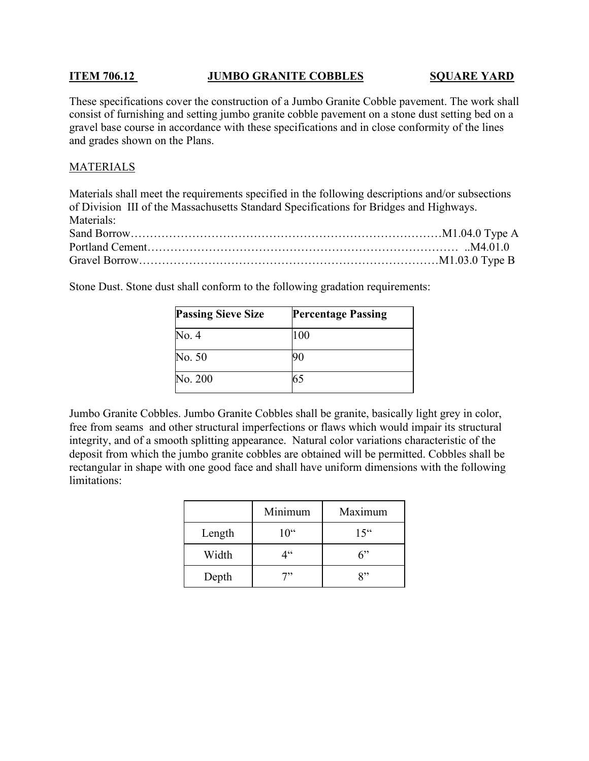**ITEM 706.12 JUMBO GRANITE COBBLES SQUARE YARD**

These specifications cover the construction of a Jumbo Granite Cobble pavement. The work shall consist of furnishing and setting jumbo granite cobble pavement on a stone dust setting bed on a gravel base course in accordance with these specifications and in close conformity of the lines and grades shown on the Plans.

MATERIALS

Materials shall meet the requirements specified in the following descriptions and/or subsections of Division III of the Massachusetts Standard Specifications for Bridges and Highways.

Materials:

Sand Borrow……………………………………………………………………M1.04.0 Type A
Portland Cement……………………………………………………………………… ..M4.01.0
Gravel Borrow……………………………………………………………………M1.03.0 Type B

Stone Dust. Stone dust shall conform to the following gradation requirements:

| Passing Sieve Size | Percentage Passing |
|---|---|
| No. 4 | 100 |
| No. 50 | 90 |
| No. 200 | 65 |

Jumbo Granite Cobbles. Jumbo Granite Cobbles shall be granite, basically light grey in color, free from seams and other structural imperfections or flaws which would impair its structural integrity, and of a smooth splitting appearance. Natural color variations characteristic of the deposit from which the jumbo granite cobbles are obtained will be permitted. Cobbles shall be rectangular in shape with one good face and shall have uniform dimensions with the following limitations:

| | Minimum | Maximum |
|---|---|---|
| Length | 10" | 15" |
| Width | 4" | 6" |
| Depth | 7" | 8" |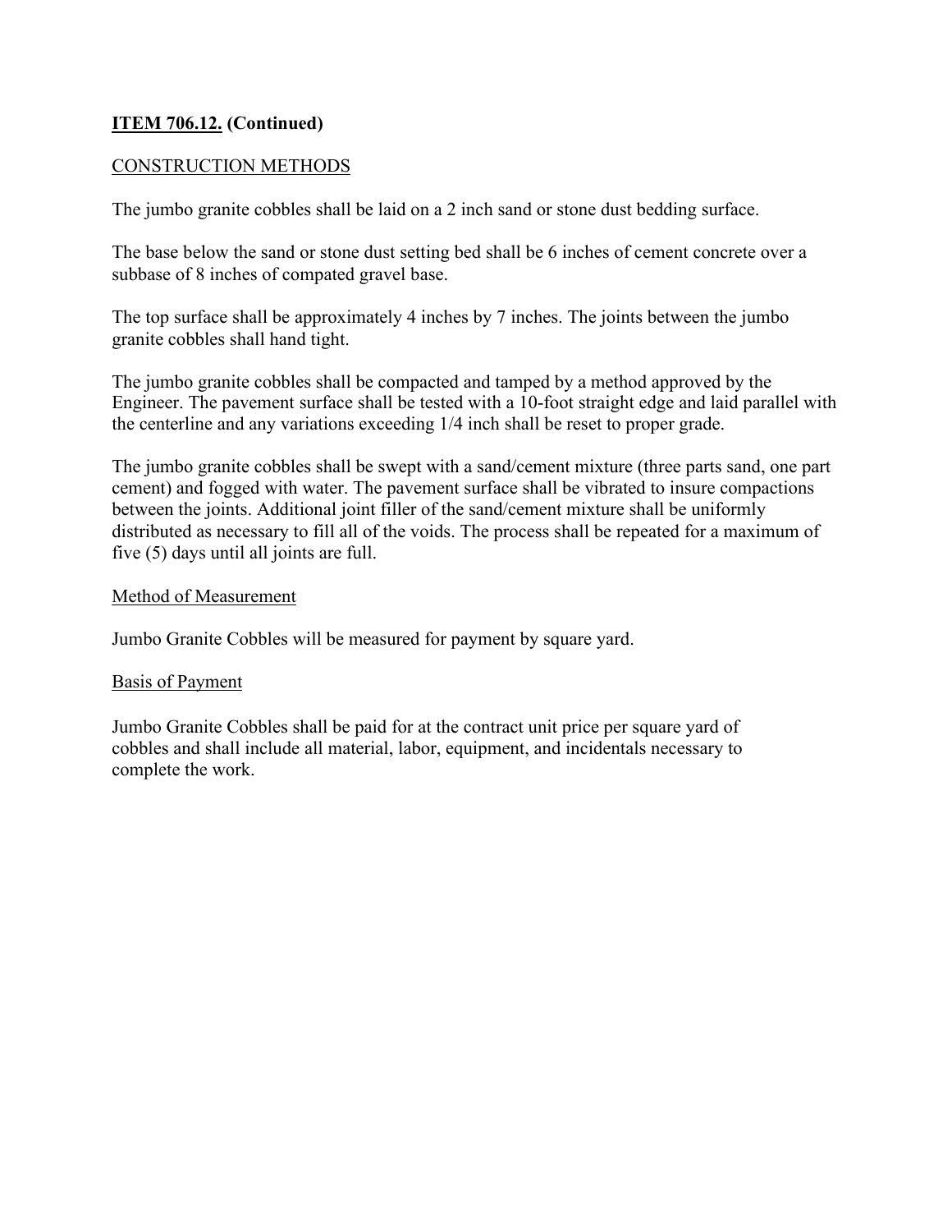**ITEM 706.12. (Continued)**

CONSTRUCTION METHODS

The jumbo granite cobbles shall be laid on a 2 inch sand or stone dust bedding surface.

The base below the sand or stone dust setting bed shall be 6 inches of cement concrete over a subbase of 8 inches of compated gravel base.

The top surface shall be approximately 4 inches by 7 inches. The joints between the jumbo granite cobbles shall hand tight.

The jumbo granite cobbles shall be compacted and tamped by a method approved by the Engineer. The pavement surface shall be tested with a 10-foot straight edge and laid parallel with the centerline and any variations exceeding 1/4 inch shall be reset to proper grade.

The jumbo granite cobbles shall be swept with a sand/cement mixture (three parts sand, one part cement) and fogged with water. The pavement surface shall be vibrated to insure compactions between the joints. Additional joint filler of the sand/cement mixture shall be uniformly distributed as necessary to fill all of the voids. The process shall be repeated for a maximum of five (5) days until all joints are full.

Method of Measurement

Jumbo Granite Cobbles will be measured for payment by square yard.

Basis of Payment

Jumbo Granite Cobbles shall be paid for at the contract unit price per square yard of cobbles and shall include all material, labor, equipment, and incidentals necessary to complete the work.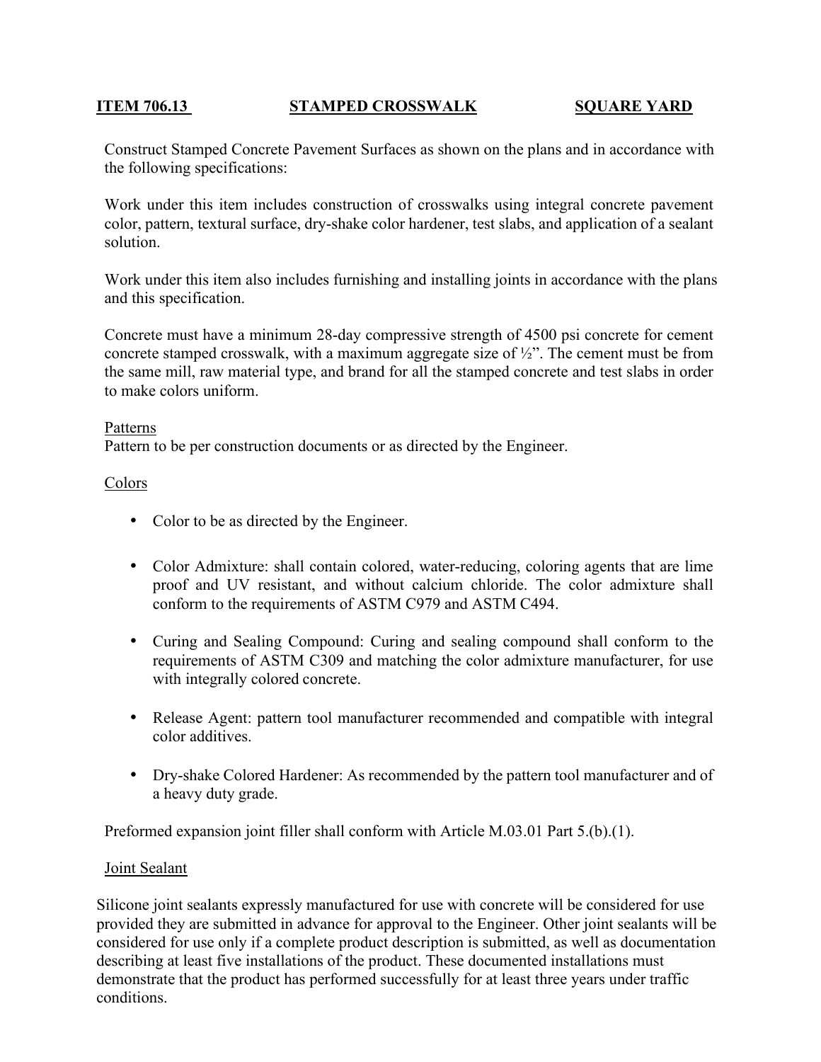**ITEM 706.13** **STAMPED CROSSWALK** **SQUARE YARD**

Construct Stamped Concrete Pavement Surfaces as shown on the plans and in accordance with the following specifications:

Work under this item includes construction of crosswalks using integral concrete pavement color, pattern, textural surface, dry-shake color hardener, test slabs, and application of a sealant solution.

Work under this item also includes furnishing and installing joints in accordance with the plans and this specification.

Concrete must have a minimum 28-day compressive strength of 4500 psi concrete for cement concrete stamped crosswalk, with a maximum aggregate size of ½". The cement must be from the same mill, raw material type, and brand for all the stamped concrete and test slabs in order to make colors uniform.

Patterns

Pattern to be per construction documents or as directed by the Engineer.

Colors

- Color to be as directed by the Engineer.
- Color Admixture: shall contain colored, water-reducing, coloring agents that are lime proof and UV resistant, and without calcium chloride. The color admixture shall conform to the requirements of ASTM C979 and ASTM C494.
- Curing and Sealing Compound: Curing and sealing compound shall conform to the requirements of ASTM C309 and matching the color admixture manufacturer, for use with integrally colored concrete.
- Release Agent: pattern tool manufacturer recommended and compatible with integral color additives.
- Dry-shake Colored Hardener: As recommended by the pattern tool manufacturer and of a heavy duty grade.

Preformed expansion joint filler shall conform with Article M.03.01 Part 5.(b).(1).

Joint Sealant

Silicone joint sealants expressly manufactured for use with concrete will be considered for use provided they are submitted in advance for approval to the Engineer. Other joint sealants will be considered for use only if a complete product description is submitted, as well as documentation describing at least five installations of the product. These documented installations must demonstrate that the product has performed successfully for at least three years under traffic conditions.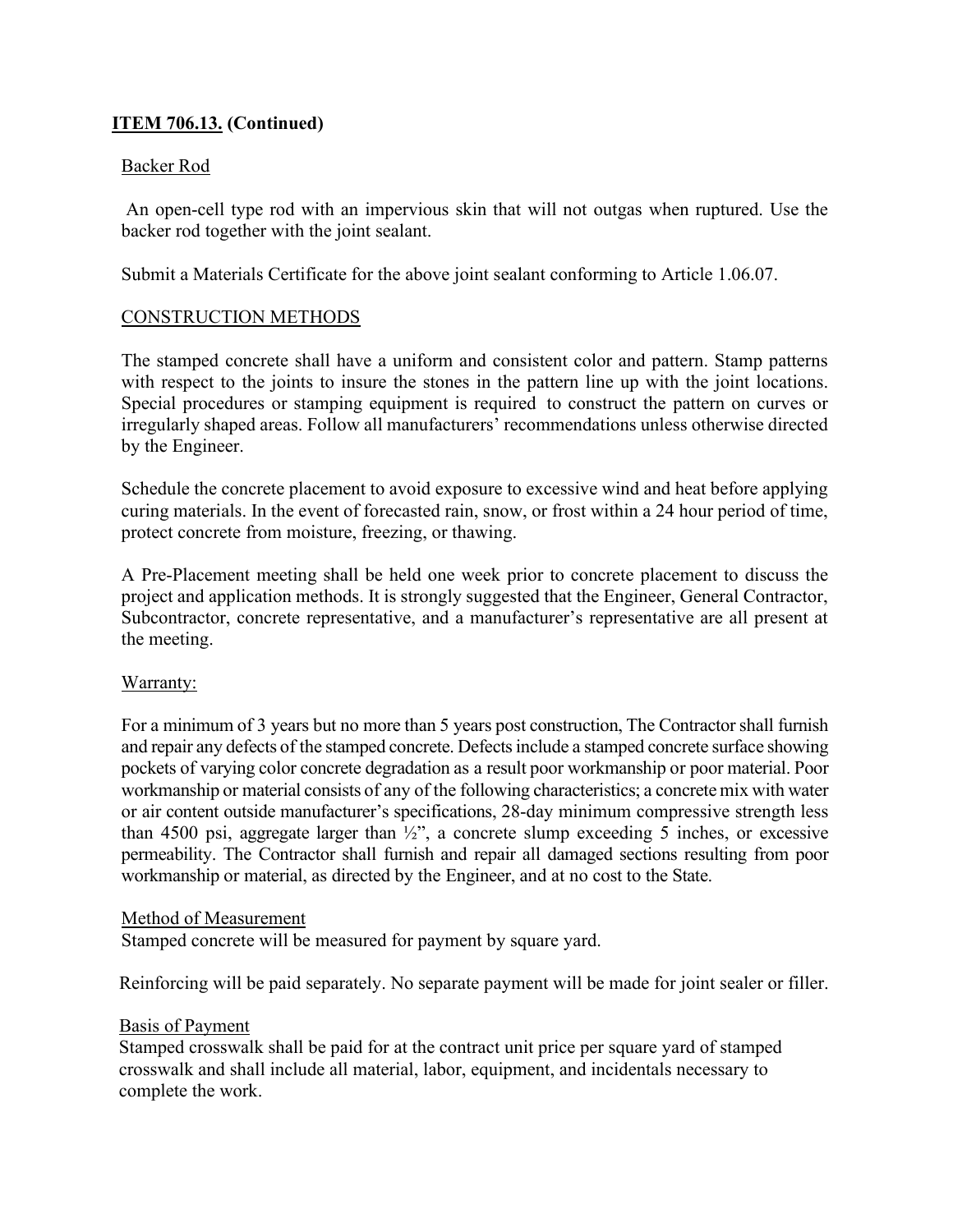**ITEM 706.13. (Continued)**

Backer Rod

An open-cell type rod with an impervious skin that will not outgas when ruptured. Use the backer rod together with the joint sealant.

Submit a Materials Certificate for the above joint sealant conforming to Article 1.06.07.

CONSTRUCTION METHODS

The stamped concrete shall have a uniform and consistent color and pattern. Stamp patterns with respect to the joints to insure the stones in the pattern line up with the joint locations. Special procedures or stamping equipment is required to construct the pattern on curves or irregularly shaped areas. Follow all manufacturers' recommendations unless otherwise directed by the Engineer.

Schedule the concrete placement to avoid exposure to excessive wind and heat before applying curing materials. In the event of forecasted rain, snow, or frost within a 24 hour period of time, protect concrete from moisture, freezing, or thawing.

A Pre-Placement meeting shall be held one week prior to concrete placement to discuss the project and application methods. It is strongly suggested that the Engineer, General Contractor, Subcontractor, concrete representative, and a manufacturer's representative are all present at the meeting.

Warranty:

For a minimum of 3 years but no more than 5 years post construction, The Contractor shall furnish and repair any defects of the stamped concrete. Defects include a stamped concrete surface showing pockets of varying color concrete degradation as a result poor workmanship or poor material. Poor workmanship or material consists of any of the following characteristics; a concrete mix with water or air content outside manufacturer's specifications, 28-day minimum compressive strength less than 4500 psi, aggregate larger than ½", a concrete slump exceeding 5 inches, or excessive permeability. The Contractor shall furnish and repair all damaged sections resulting from poor workmanship or material, as directed by the Engineer, and at no cost to the State.

Method of Measurement

Stamped concrete will be measured for payment by square yard.

Reinforcing will be paid separately. No separate payment will be made for joint sealer or filler.

Basis of Payment

Stamped crosswalk shall be paid for at the contract unit price per square yard of stamped crosswalk and shall include all material, labor, equipment, and incidentals necessary to complete the work.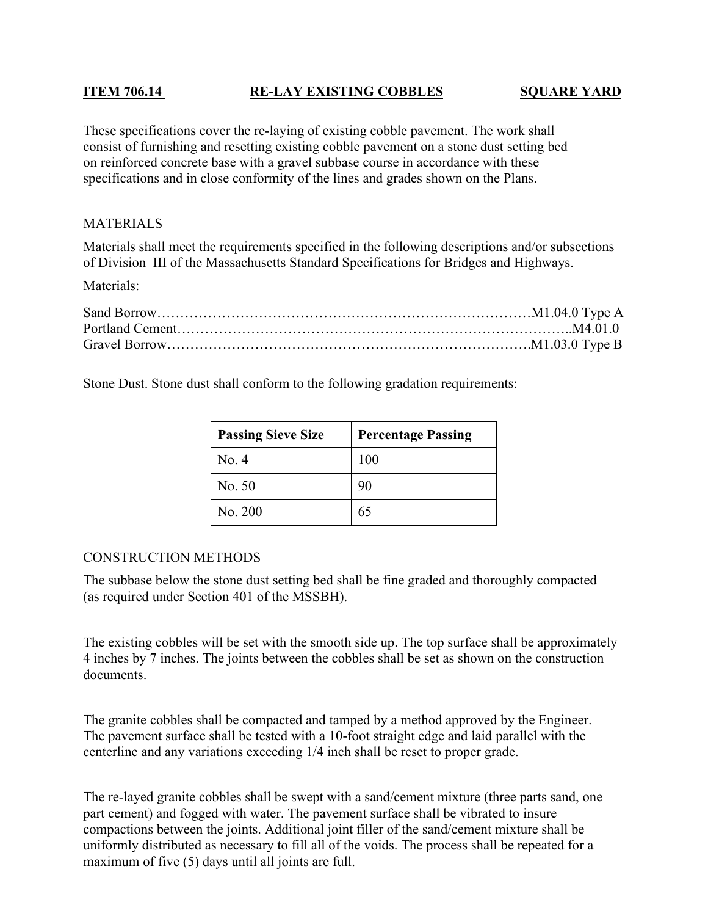**ITEM 706.14 RE-LAY EXISTING COBBLES SQUARE YARD**

These specifications cover the re-laying of existing cobble pavement. The work shall consist of furnishing and resetting existing cobble pavement on a stone dust setting bed on reinforced concrete base with a gravel subbase course in accordance with these specifications and in close conformity of the lines and grades shown on the Plans.

## MATERIALS

Materials shall meet the requirements specified in the following descriptions and/or subsections of Division III of the Massachusetts Standard Specifications for Bridges and Highways.

Materials:

Sand Borrow……………………………………………………………………M1.04.0 Type A
Portland Cement………………………………………………………………..M4.01.0
Gravel Borrow………………………………………………………………….M1.03.0 Type B

Stone Dust. Stone dust shall conform to the following gradation requirements:

| Passing Sieve Size | Percentage Passing |
|---|---|
| No. 4 | 100 |
| No. 50 | 90 |
| No. 200 | 65 |

## CONSTRUCTION METHODS

The subbase below the stone dust setting bed shall be fine graded and thoroughly compacted (as required under Section 401 of the MSSBH).

The existing cobbles will be set with the smooth side up. The top surface shall be approximately 4 inches by 7 inches. The joints between the cobbles shall be set as shown on the construction documents.

The granite cobbles shall be compacted and tamped by a method approved by the Engineer. The pavement surface shall be tested with a 10-foot straight edge and laid parallel with the centerline and any variations exceeding 1/4 inch shall be reset to proper grade.

The re-layed granite cobbles shall be swept with a sand/cement mixture (three parts sand, one part cement) and fogged with water. The pavement surface shall be vibrated to insure compactions between the joints. Additional joint filler of the sand/cement mixture shall be uniformly distributed as necessary to fill all of the voids. The process shall be repeated for a maximum of five (5) days until all joints are full.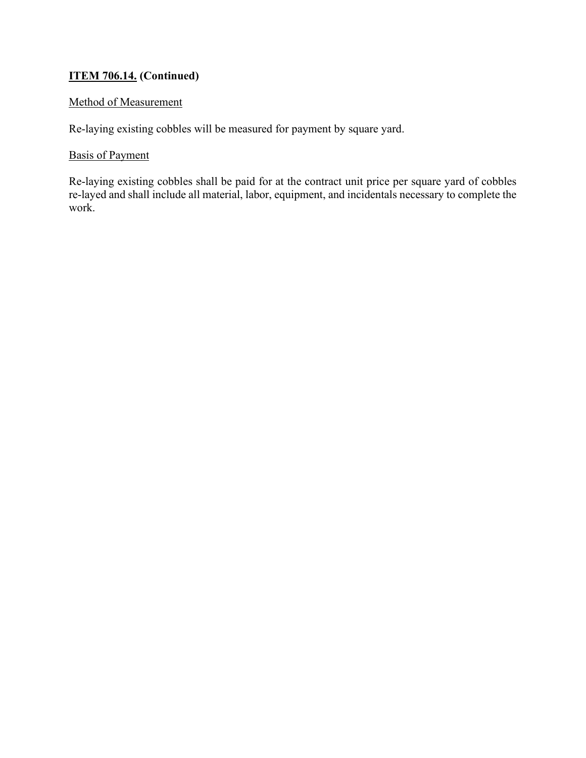**<u>ITEM 706.14.</u> (Continued)**

<u>Method of Measurement</u>

Re-laying existing cobbles will be measured for payment by square yard.

<u>Basis of Payment</u>

Re-laying existing cobbles shall be paid for at the contract unit price per square yard of cobbles re-layed and shall include all material, labor, equipment, and incidentals necessary to complete the work.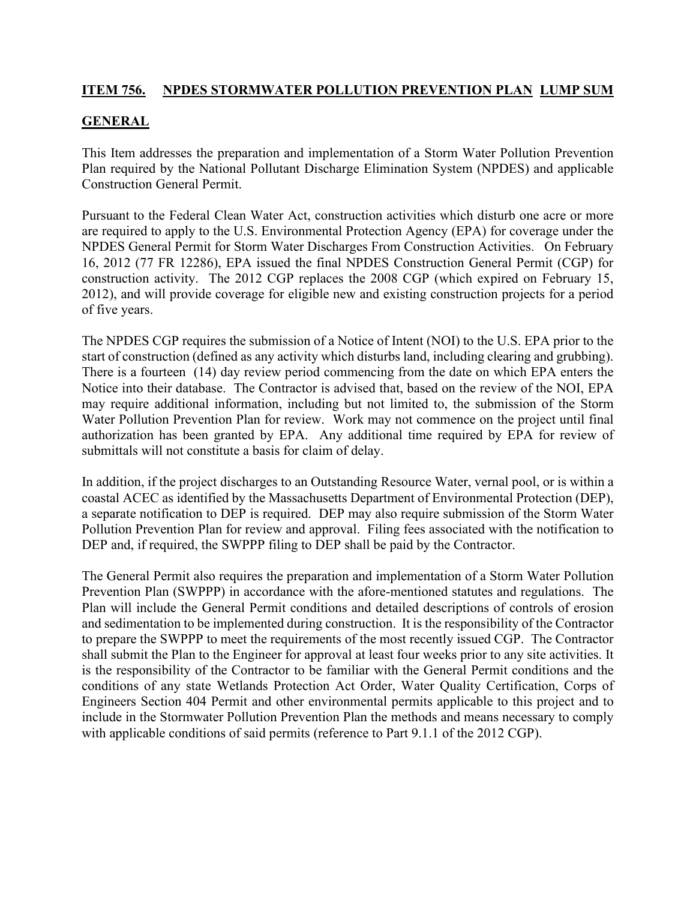## ITEM 756. NPDES STORMWATER POLLUTION PREVENTION PLAN LUMP SUM

### GENERAL

This Item addresses the preparation and implementation of a Storm Water Pollution Prevention Plan required by the National Pollutant Discharge Elimination System (NPDES) and applicable Construction General Permit.

Pursuant to the Federal Clean Water Act, construction activities which disturb one acre or more are required to apply to the U.S. Environmental Protection Agency (EPA) for coverage under the NPDES General Permit for Storm Water Discharges From Construction Activities. On February 16, 2012 (77 FR 12286), EPA issued the final NPDES Construction General Permit (CGP) for construction activity. The 2012 CGP replaces the 2008 CGP (which expired on February 15, 2012), and will provide coverage for eligible new and existing construction projects for a period of five years.

The NPDES CGP requires the submission of a Notice of Intent (NOI) to the U.S. EPA prior to the start of construction (defined as any activity which disturbs land, including clearing and grubbing). There is a fourteen (14) day review period commencing from the date on which EPA enters the Notice into their database. The Contractor is advised that, based on the review of the NOI, EPA may require additional information, including but not limited to, the submission of the Storm Water Pollution Prevention Plan for review. Work may not commence on the project until final authorization has been granted by EPA. Any additional time required by EPA for review of submittals will not constitute a basis for claim of delay.

In addition, if the project discharges to an Outstanding Resource Water, vernal pool, or is within a coastal ACEC as identified by the Massachusetts Department of Environmental Protection (DEP), a separate notification to DEP is required. DEP may also require submission of the Storm Water Pollution Prevention Plan for review and approval. Filing fees associated with the notification to DEP and, if required, the SWPPP filing to DEP shall be paid by the Contractor.

The General Permit also requires the preparation and implementation of a Storm Water Pollution Prevention Plan (SWPPP) in accordance with the afore-mentioned statutes and regulations. The Plan will include the General Permit conditions and detailed descriptions of controls of erosion and sedimentation to be implemented during construction. It is the responsibility of the Contractor to prepare the SWPPP to meet the requirements of the most recently issued CGP. The Contractor shall submit the Plan to the Engineer for approval at least four weeks prior to any site activities. It is the responsibility of the Contractor to be familiar with the General Permit conditions and the conditions of any state Wetlands Protection Act Order, Water Quality Certification, Corps of Engineers Section 404 Permit and other environmental permits applicable to this project and to include in the Stormwater Pollution Prevention Plan the methods and means necessary to comply with applicable conditions of said permits (reference to Part 9.1.1 of the 2012 CGP).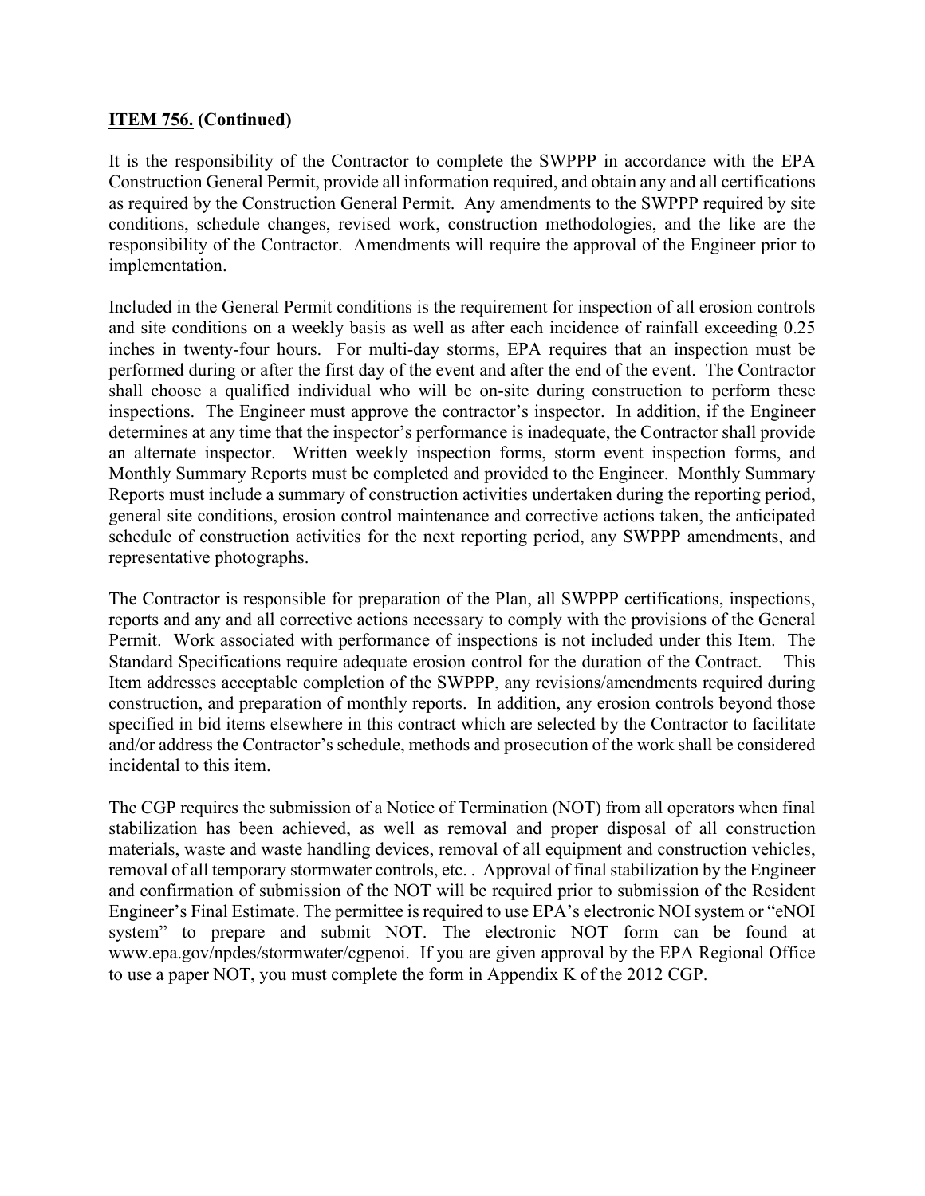**ITEM 756. (Continued)**

It is the responsibility of the Contractor to complete the SWPPP in accordance with the EPA Construction General Permit, provide all information required, and obtain any and all certifications as required by the Construction General Permit. Any amendments to the SWPPP required by site conditions, schedule changes, revised work, construction methodologies, and the like are the responsibility of the Contractor. Amendments will require the approval of the Engineer prior to implementation.

Included in the General Permit conditions is the requirement for inspection of all erosion controls and site conditions on a weekly basis as well as after each incidence of rainfall exceeding 0.25 inches in twenty-four hours. For multi-day storms, EPA requires that an inspection must be performed during or after the first day of the event and after the end of the event. The Contractor shall choose a qualified individual who will be on-site during construction to perform these inspections. The Engineer must approve the contractor's inspector. In addition, if the Engineer determines at any time that the inspector's performance is inadequate, the Contractor shall provide an alternate inspector. Written weekly inspection forms, storm event inspection forms, and Monthly Summary Reports must be completed and provided to the Engineer. Monthly Summary Reports must include a summary of construction activities undertaken during the reporting period, general site conditions, erosion control maintenance and corrective actions taken, the anticipated schedule of construction activities for the next reporting period, any SWPPP amendments, and representative photographs.

The Contractor is responsible for preparation of the Plan, all SWPPP certifications, inspections, reports and any and all corrective actions necessary to comply with the provisions of the General Permit. Work associated with performance of inspections is not included under this Item. The Standard Specifications require adequate erosion control for the duration of the Contract. This Item addresses acceptable completion of the SWPPP, any revisions/amendments required during construction, and preparation of monthly reports. In addition, any erosion controls beyond those specified in bid items elsewhere in this contract which are selected by the Contractor to facilitate and/or address the Contractor's schedule, methods and prosecution of the work shall be considered incidental to this item.

The CGP requires the submission of a Notice of Termination (NOT) from all operators when final stabilization has been achieved, as well as removal and proper disposal of all construction materials, waste and waste handling devices, removal of all equipment and construction vehicles, removal of all temporary stormwater controls, etc. . Approval of final stabilization by the Engineer and confirmation of submission of the NOT will be required prior to submission of the Resident Engineer's Final Estimate. The permittee is required to use EPA's electronic NOI system or "eNOI system" to prepare and submit NOT. The electronic NOT form can be found at www.epa.gov/npdes/stormwater/cgpenoi. If you are given approval by the EPA Regional Office to use a paper NOT, you must complete the form in Appendix K of the 2012 CGP.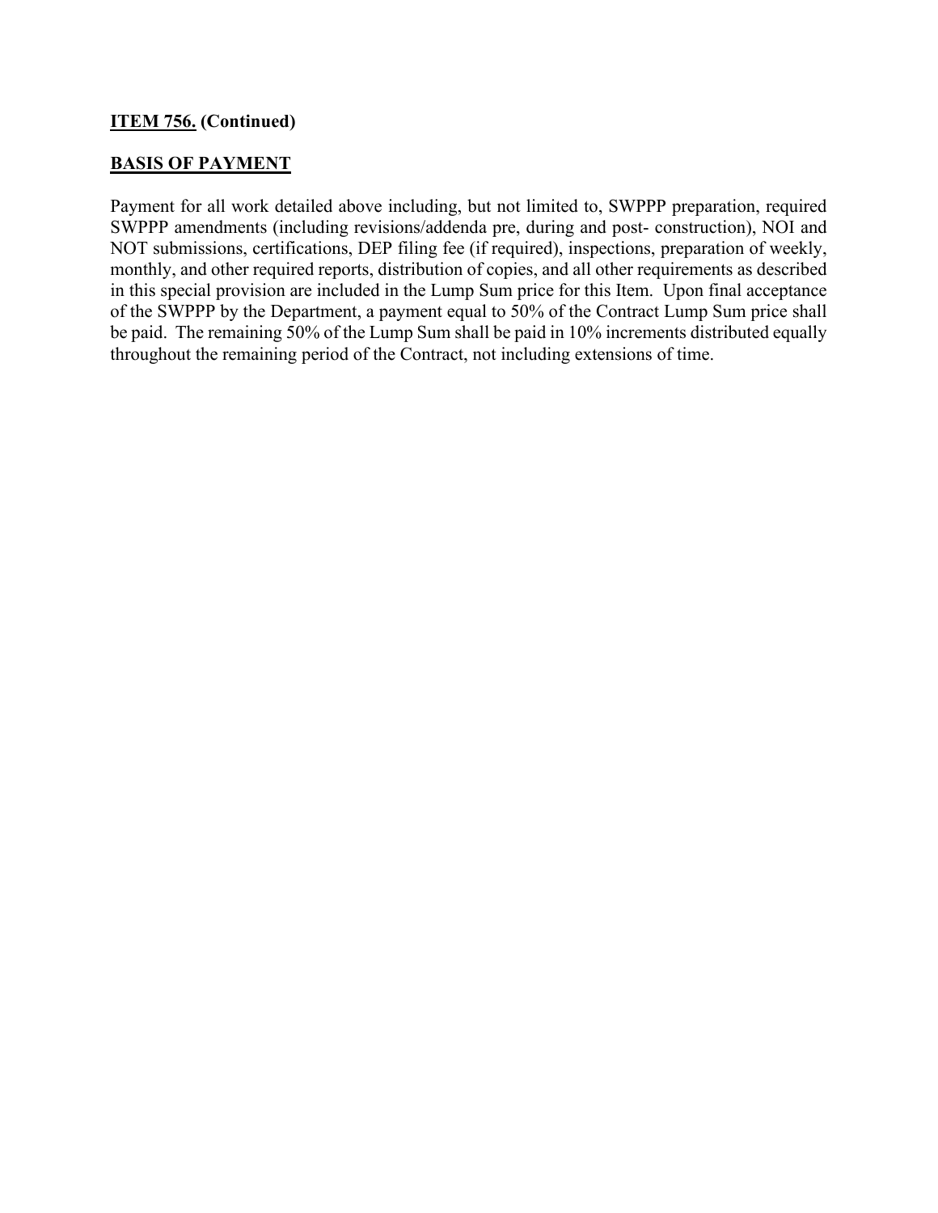**ITEM 756. (Continued)**

**BASIS OF PAYMENT**

Payment for all work detailed above including, but not limited to, SWPPP preparation, required SWPPP amendments (including revisions/addenda pre, during and post- construction), NOI and NOT submissions, certifications, DEP filing fee (if required), inspections, preparation of weekly, monthly, and other required reports, distribution of copies, and all other requirements as described in this special provision are included in the Lump Sum price for this Item. Upon final acceptance of the SWPPP by the Department, a payment equal to 50% of the Contract Lump Sum price shall be paid. The remaining 50% of the Lump Sum shall be paid in 10% increments distributed equally throughout the remaining period of the Contract, not including extensions of time.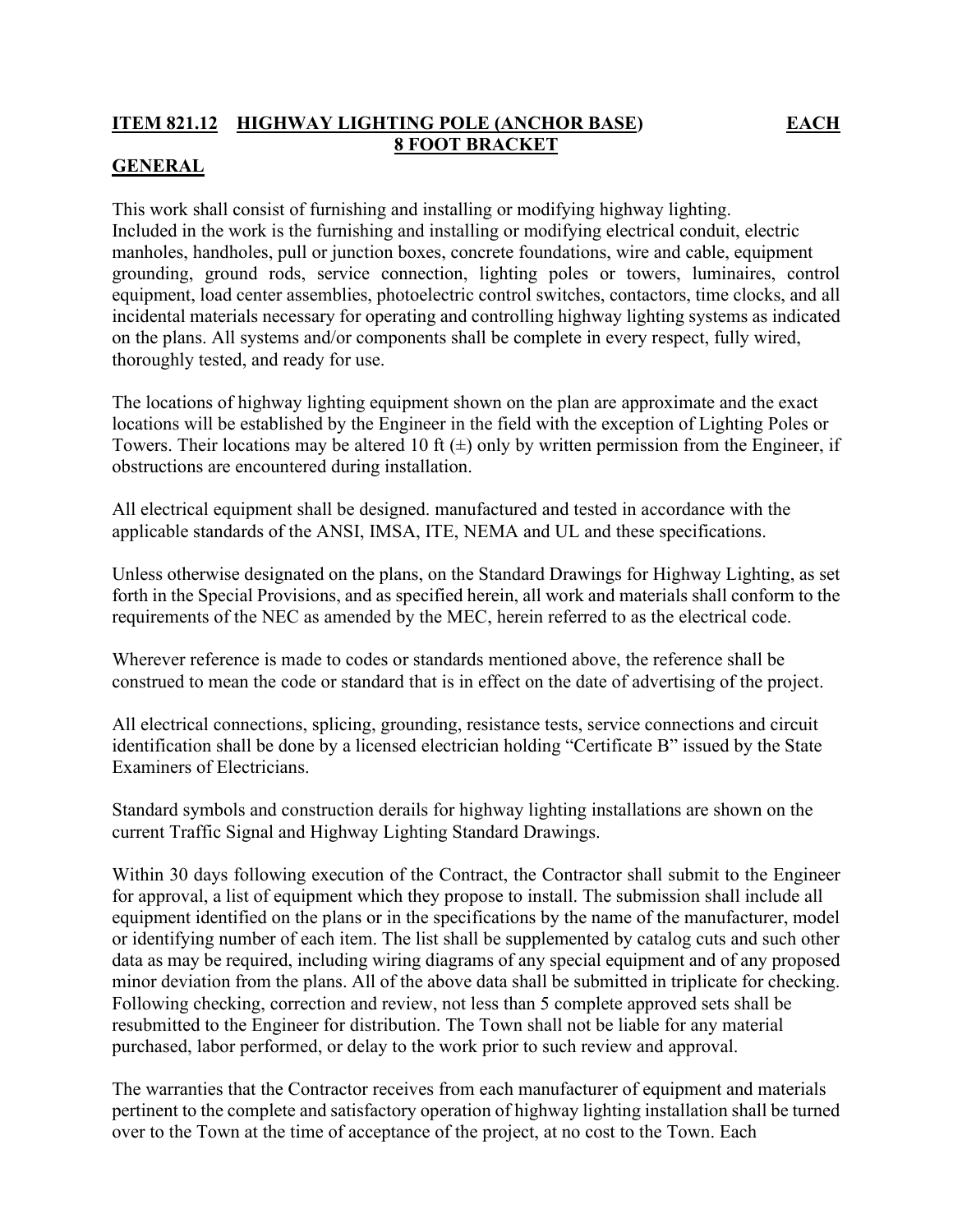**ITEM 821.12 HIGHWAY LIGHTING POLE (ANCHOR BASE) EACH**
**8 FOOT BRACKET**

**GENERAL**

This work shall consist of furnishing and installing or modifying highway lighting.
Included in the work is the furnishing and installing or modifying electrical conduit, electric manholes, handholes, pull or junction boxes, concrete foundations, wire and cable, equipment grounding, ground rods, service connection, lighting poles or towers, luminaires, control equipment, load center assemblies, photoelectric control switches, contactors, time clocks, and all incidental materials necessary for operating and controlling highway lighting systems as indicated on the plans. All systems and/or components shall be complete in every respect, fully wired, thoroughly tested, and ready for use.

The locations of highway lighting equipment shown on the plan are approximate and the exact locations will be established by the Engineer in the field with the exception of Lighting Poles or Towers. Their locations may be altered 10 ft (±) only by written permission from the Engineer, if obstructions are encountered during installation.

All electrical equipment shall be designed. manufactured and tested in accordance with the applicable standards of the ANSI, IMSA, ITE, NEMA and UL and these specifications.

Unless otherwise designated on the plans, on the Standard Drawings for Highway Lighting, as set forth in the Special Provisions, and as specified herein, all work and materials shall conform to the requirements of the NEC as amended by the MEC, herein referred to as the electrical code.

Wherever reference is made to codes or standards mentioned above, the reference shall be construed to mean the code or standard that is in effect on the date of advertising of the project.

All electrical connections, splicing, grounding, resistance tests, service connections and circuit identification shall be done by a licensed electrician holding "Certificate B" issued by the State Examiners of Electricians.

Standard symbols and construction derails for highway lighting installations are shown on the current Traffic Signal and Highway Lighting Standard Drawings.

Within 30 days following execution of the Contract, the Contractor shall submit to the Engineer for approval, a list of equipment which they propose to install. The submission shall include all equipment identified on the plans or in the specifications by the name of the manufacturer, model or identifying number of each item. The list shall be supplemented by catalog cuts and such other data as may be required, including wiring diagrams of any special equipment and of any proposed minor deviation from the plans. All of the above data shall be submitted in triplicate for checking. Following checking, correction and review, not less than 5 complete approved sets shall be resubmitted to the Engineer for distribution. The Town shall not be liable for any material purchased, labor performed, or delay to the work prior to such review and approval.

The warranties that the Contractor receives from each manufacturer of equipment and materials pertinent to the complete and satisfactory operation of highway lighting installation shall be turned over to the Town at the time of acceptance of the project, at no cost to the Town. Each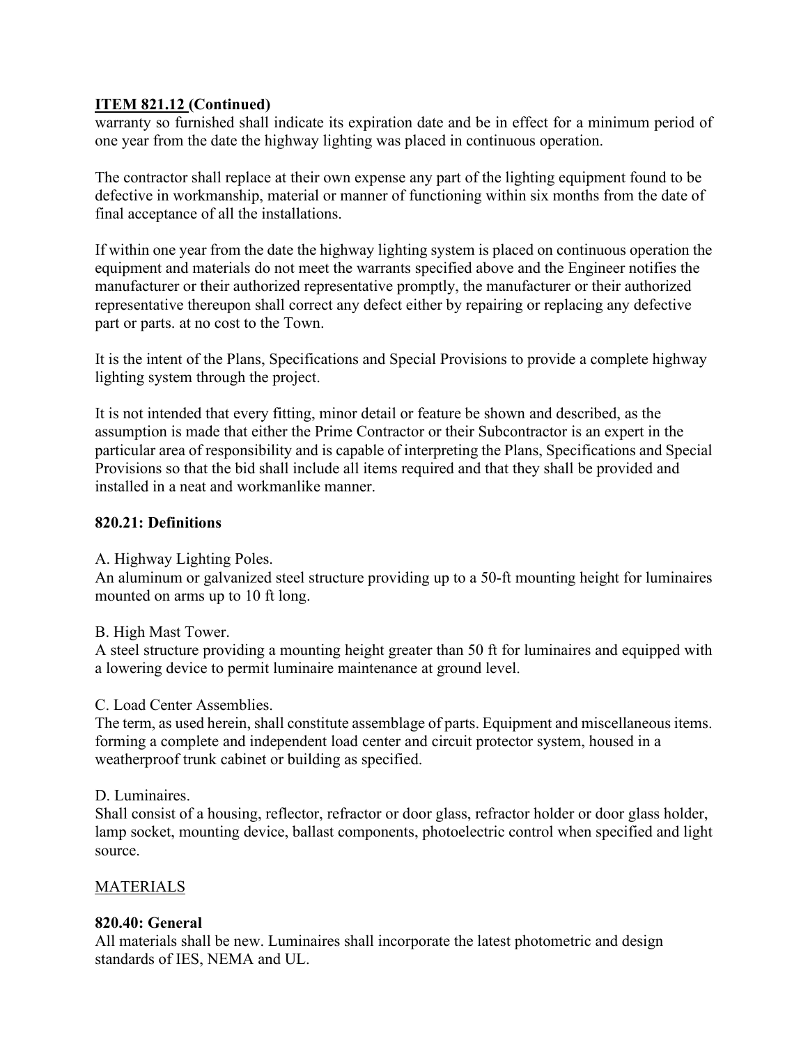**ITEM 821.12 (Continued)**
warranty so furnished shall indicate its expiration date and be in effect for a minimum period of one year from the date the highway lighting was placed in continuous operation.

The contractor shall replace at their own expense any part of the lighting equipment found to be defective in workmanship, material or manner of functioning within six months from the date of final acceptance of all the installations.

If within one year from the date the highway lighting system is placed on continuous operation the equipment and materials do not meet the warrants specified above and the Engineer notifies the manufacturer or their authorized representative promptly, the manufacturer or their authorized representative thereupon shall correct any defect either by repairing or replacing any defective part or parts. at no cost to the Town.

It is the intent of the Plans, Specifications and Special Provisions to provide a complete highway lighting system through the project.

It is not intended that every fitting, minor detail or feature be shown and described, as the assumption is made that either the Prime Contractor or their Subcontractor is an expert in the particular area of responsibility and is capable of interpreting the Plans, Specifications and Special Provisions so that the bid shall include all items required and that they shall be provided and installed in a neat and workmanlike manner.

**820.21: Definitions**

A. Highway Lighting Poles.
An aluminum or galvanized steel structure providing up to a 50-ft mounting height for luminaires mounted on arms up to 10 ft long.

B. High Mast Tower.
A steel structure providing a mounting height greater than 50 ft for luminaires and equipped with a lowering device to permit luminaire maintenance at ground level.

C. Load Center Assemblies.
The term, as used herein, shall constitute assemblage of parts. Equipment and miscellaneous items. forming a complete and independent load center and circuit protector system, housed in a weatherproof trunk cabinet or building as specified.

D. Luminaires.
Shall consist of a housing, reflector, refractor or door glass, refractor holder or door glass holder, lamp socket, mounting device, ballast components, photoelectric control when specified and light source.

MATERIALS

**820.40: General**
All materials shall be new. Luminaires shall incorporate the latest photometric and design standards of IES, NEMA and UL.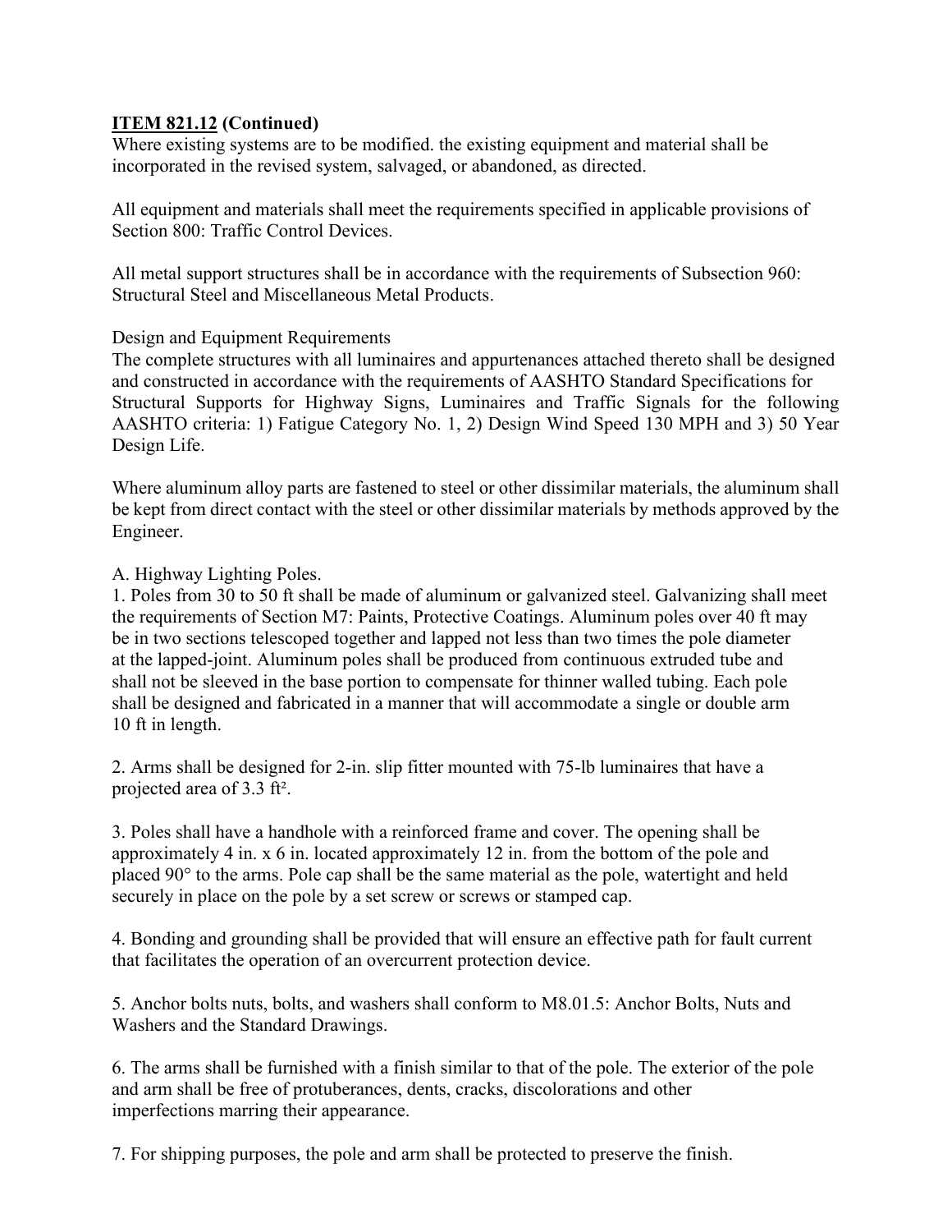**ITEM 821.12 (Continued)**

Where existing systems are to be modified. the existing equipment and material shall be incorporated in the revised system, salvaged, or abandoned, as directed.

All equipment and materials shall meet the requirements specified in applicable provisions of Section 800: Traffic Control Devices.

All metal support structures shall be in accordance with the requirements of Subsection 960: Structural Steel and Miscellaneous Metal Products.

Design and Equipment Requirements

The complete structures with all luminaires and appurtenances attached thereto shall be designed and constructed in accordance with the requirements of AASHTO Standard Specifications for Structural Supports for Highway Signs, Luminaires and Traffic Signals for the following AASHTO criteria: 1) Fatigue Category No. 1, 2) Design Wind Speed 130 MPH and 3) 50 Year Design Life.

Where aluminum alloy parts are fastened to steel or other dissimilar materials, the aluminum shall be kept from direct contact with the steel or other dissimilar materials by methods approved by the Engineer.

A. Highway Lighting Poles.

1. Poles from 30 to 50 ft shall be made of aluminum or galvanized steel. Galvanizing shall meet the requirements of Section M7: Paints, Protective Coatings. Aluminum poles over 40 ft may be in two sections telescoped together and lapped not less than two times the pole diameter at the lapped-joint. Aluminum poles shall be produced from continuous extruded tube and shall not be sleeved in the base portion to compensate for thinner walled tubing. Each pole shall be designed and fabricated in a manner that will accommodate a single or double arm 10 ft in length.

2. Arms shall be designed for 2-in. slip fitter mounted with 75-lb luminaires that have a projected area of 3.3 ft².

3. Poles shall have a handhole with a reinforced frame and cover. The opening shall be approximately 4 in. x 6 in. located approximately 12 in. from the bottom of the pole and placed 90° to the arms. Pole cap shall be the same material as the pole, watertight and held securely in place on the pole by a set screw or screws or stamped cap.

4. Bonding and grounding shall be provided that will ensure an effective path for fault current that facilitates the operation of an overcurrent protection device.

5. Anchor bolts nuts, bolts, and washers shall conform to M8.01.5: Anchor Bolts, Nuts and Washers and the Standard Drawings.

6. The arms shall be furnished with a finish similar to that of the pole. The exterior of the pole and arm shall be free of protuberances, dents, cracks, discolorations and other imperfections marring their appearance.

7. For shipping purposes, the pole and arm shall be protected to preserve the finish.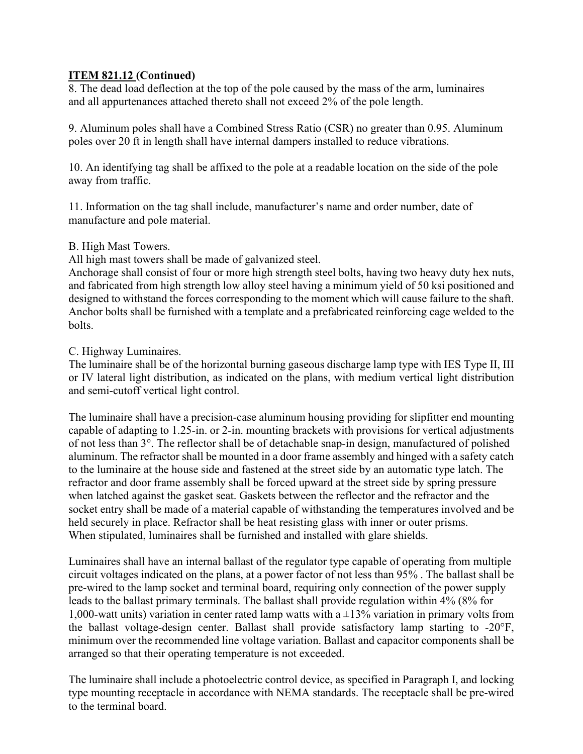**ITEM 821.12 (Continued)**

8. The dead load deflection at the top of the pole caused by the mass of the arm, luminaires and all appurtenances attached thereto shall not exceed 2% of the pole length.

9. Aluminum poles shall have a Combined Stress Ratio (CSR) no greater than 0.95. Aluminum poles over 20 ft in length shall have internal dampers installed to reduce vibrations.

10. An identifying tag shall be affixed to the pole at a readable location on the side of the pole away from traffic.

11. Information on the tag shall include, manufacturer's name and order number, date of manufacture and pole material.

B. High Mast Towers.

All high mast towers shall be made of galvanized steel.

Anchorage shall consist of four or more high strength steel bolts, having two heavy duty hex nuts, and fabricated from high strength low alloy steel having a minimum yield of 50 ksi positioned and designed to withstand the forces corresponding to the moment which will cause failure to the shaft. Anchor bolts shall be furnished with a template and a prefabricated reinforcing cage welded to the bolts.

C. Highway Luminaires.

The luminaire shall be of the horizontal burning gaseous discharge lamp type with IES Type II, III or IV lateral light distribution, as indicated on the plans, with medium vertical light distribution and semi-cutoff vertical light control.

The luminaire shall have a precision-case aluminum housing providing for slipfitter end mounting capable of adapting to 1.25-in. or 2-in. mounting brackets with provisions for vertical adjustments of not less than 3°. The reflector shall be of detachable snap-in design, manufactured of polished aluminum. The refractor shall be mounted in a door frame assembly and hinged with a safety catch to the luminaire at the house side and fastened at the street side by an automatic type latch. The refractor and door frame assembly shall be forced upward at the street side by spring pressure when latched against the gasket seat. Gaskets between the reflector and the refractor and the socket entry shall be made of a material capable of withstanding the temperatures involved and be held securely in place. Refractor shall be heat resisting glass with inner or outer prisms. When stipulated, luminaires shall be furnished and installed with glare shields.

Luminaires shall have an internal ballast of the regulator type capable of operating from multiple circuit voltages indicated on the plans, at a power factor of not less than 95% . The ballast shall be pre-wired to the lamp socket and terminal board, requiring only connection of the power supply leads to the ballast primary terminals. The ballast shall provide regulation within 4% (8% for 1,000-watt units) variation in center rated lamp watts with a ±13% variation in primary volts from the ballast voltage-design center. Ballast shall provide satisfactory lamp starting to -20°F, minimum over the recommended line voltage variation. Ballast and capacitor components shall be arranged so that their operating temperature is not exceeded.

The luminaire shall include a photoelectric control device, as specified in Paragraph I, and locking type mounting receptacle in accordance with NEMA standards. The receptacle shall be pre-wired to the terminal board.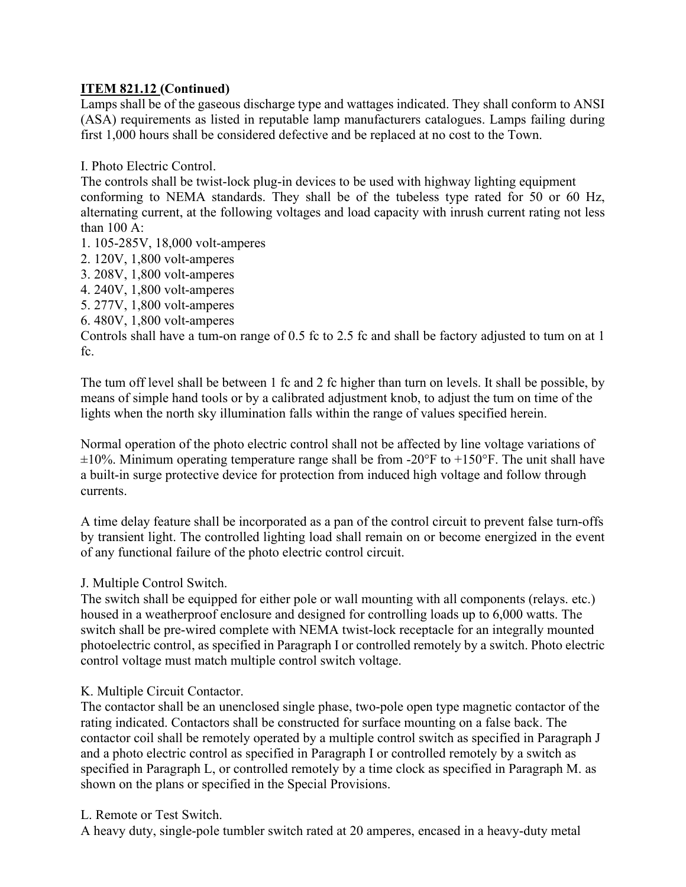**ITEM 821.12 (Continued)**

Lamps shall be of the gaseous discharge type and wattages indicated. They shall conform to ANSI (ASA) requirements as listed in reputable lamp manufacturers catalogues. Lamps failing during first 1,000 hours shall be considered defective and be replaced at no cost to the Town.

I. Photo Electric Control.

The controls shall be twist-lock plug-in devices to be used with highway lighting equipment conforming to NEMA standards. They shall be of the tubeless type rated for 50 or 60 Hz, alternating current, at the following voltages and load capacity with inrush current rating not less than 100 A:

1. 105-285V, 18,000 volt-amperes
2. 120V, 1,800 volt-amperes
3. 208V, 1,800 volt-amperes
4. 240V, 1,800 volt-amperes
5. 277V, 1,800 volt-amperes
6. 480V, 1,800 volt-amperes

Controls shall have a tum-on range of 0.5 fc to 2.5 fc and shall be factory adjusted to tum on at 1 fc.

The tum off level shall be between 1 fc and 2 fc higher than turn on levels. It shall be possible, by means of simple hand tools or by a calibrated adjustment knob, to adjust the tum on time of the lights when the north sky illumination falls within the range of values specified herein.

Normal operation of the photo electric control shall not be affected by line voltage variations of ±10%. Minimum operating temperature range shall be from -20°F to +150°F. The unit shall have a built-in surge protective device for protection from induced high voltage and follow through currents.

A time delay feature shall be incorporated as a pan of the control circuit to prevent false turn-offs by transient light. The controlled lighting load shall remain on or become energized in the event of any functional failure of the photo electric control circuit.

J. Multiple Control Switch.

The switch shall be equipped for either pole or wall mounting with all components (relays. etc.) housed in a weatherproof enclosure and designed for controlling loads up to 6,000 watts. The switch shall be pre-wired complete with NEMA twist-lock receptacle for an integrally mounted photoelectric control, as specified in Paragraph I or controlled remotely by a switch. Photo electric control voltage must match multiple control switch voltage.

K. Multiple Circuit Contactor.

The contactor shall be an unenclosed single phase, two-pole open type magnetic contactor of the rating indicated. Contactors shall be constructed for surface mounting on a false back. The contactor coil shall be remotely operated by a multiple control switch as specified in Paragraph J and a photo electric control as specified in Paragraph I or controlled remotely by a switch as specified in Paragraph L, or controlled remotely by a time clock as specified in Paragraph M. as shown on the plans or specified in the Special Provisions.

L. Remote or Test Switch.

A heavy duty, single-pole tumbler switch rated at 20 amperes, encased in a heavy-duty metal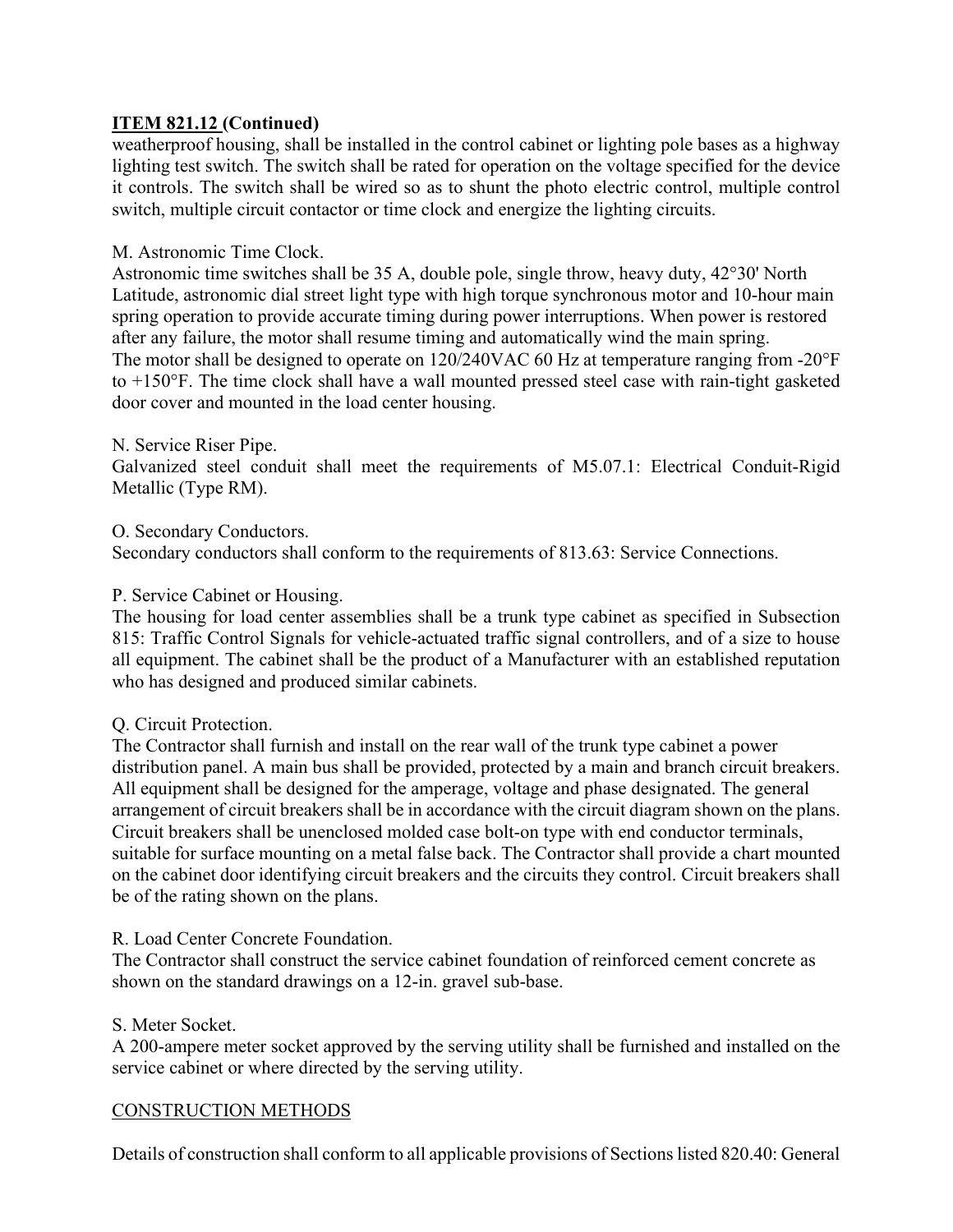**ITEM 821.12 (Continued)**

weatherproof housing, shall be installed in the control cabinet or lighting pole bases as a highway lighting test switch. The switch shall be rated for operation on the voltage specified for the device it controls. The switch shall be wired so as to shunt the photo electric control, multiple control switch, multiple circuit contactor or time clock and energize the lighting circuits.

M. Astronomic Time Clock.

Astronomic time switches shall be 35 A, double pole, single throw, heavy duty, 42°30' North Latitude, astronomic dial street light type with high torque synchronous motor and 10-hour main spring operation to provide accurate timing during power interruptions. When power is restored after any failure, the motor shall resume timing and automatically wind the main spring. The motor shall be designed to operate on 120/240VAC 60 Hz at temperature ranging from -20°F to +150°F. The time clock shall have a wall mounted pressed steel case with rain-tight gasketed door cover and mounted in the load center housing.

N. Service Riser Pipe.

Galvanized steel conduit shall meet the requirements of M5.07.1: Electrical Conduit-Rigid Metallic (Type RM).

O. Secondary Conductors.

Secondary conductors shall conform to the requirements of 813.63: Service Connections.

P. Service Cabinet or Housing.

The housing for load center assemblies shall be a trunk type cabinet as specified in Subsection 815: Traffic Control Signals for vehicle-actuated traffic signal controllers, and of a size to house all equipment. The cabinet shall be the product of a Manufacturer with an established reputation who has designed and produced similar cabinets.

Q. Circuit Protection.

The Contractor shall furnish and install on the rear wall of the trunk type cabinet a power distribution panel. A main bus shall be provided, protected by a main and branch circuit breakers. All equipment shall be designed for the amperage, voltage and phase designated. The general arrangement of circuit breakers shall be in accordance with the circuit diagram shown on the plans. Circuit breakers shall be unenclosed molded case bolt-on type with end conductor terminals, suitable for surface mounting on a metal false back. The Contractor shall provide a chart mounted on the cabinet door identifying circuit breakers and the circuits they control. Circuit breakers shall be of the rating shown on the plans.

R. Load Center Concrete Foundation.

The Contractor shall construct the service cabinet foundation of reinforced cement concrete as shown on the standard drawings on a 12-in. gravel sub-base.

S. Meter Socket.

A 200-ampere meter socket approved by the serving utility shall be furnished and installed on the service cabinet or where directed by the serving utility.

CONSTRUCTION METHODS

Details of construction shall conform to all applicable provisions of Sections listed 820.40: General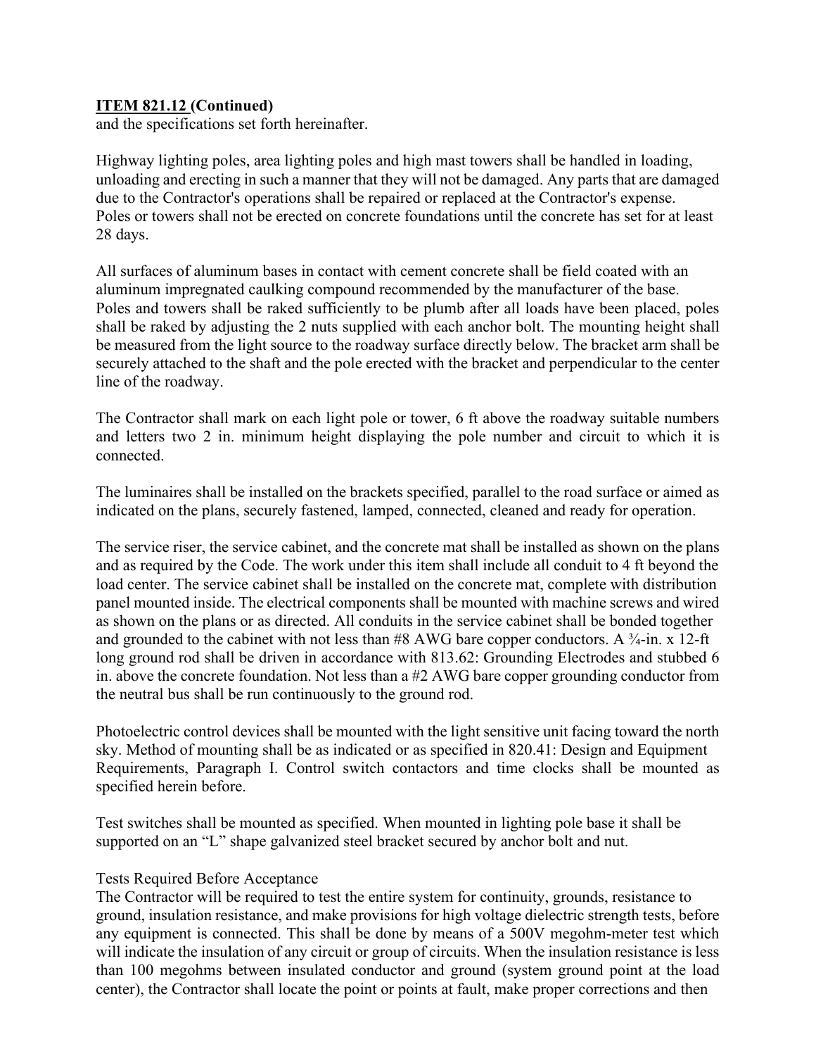**<u>ITEM 821.12</u> (Continued)**
and the specifications set forth hereinafter.

Highway lighting poles, area lighting poles and high mast towers shall be handled in loading, unloading and erecting in such a manner that they will not be damaged. Any parts that are damaged due to the Contractor's operations shall be repaired or replaced at the Contractor's expense. Poles or towers shall not be erected on concrete foundations until the concrete has set for at least 28 days.

All surfaces of aluminum bases in contact with cement concrete shall be field coated with an aluminum impregnated caulking compound recommended by the manufacturer of the base. Poles and towers shall be raked sufficiently to be plumb after all loads have been placed, poles shall be raked by adjusting the 2 nuts supplied with each anchor bolt. The mounting height shall be measured from the light source to the roadway surface directly below. The bracket arm shall be securely attached to the shaft and the pole erected with the bracket and perpendicular to the center line of the roadway.

The Contractor shall mark on each light pole or tower, 6 ft above the roadway suitable numbers and letters two 2 in. minimum height displaying the pole number and circuit to which it is connected.

The luminaires shall be installed on the brackets specified, parallel to the road surface or aimed as indicated on the plans, securely fastened, lamped, connected, cleaned and ready for operation.

The service riser, the service cabinet, and the concrete mat shall be installed as shown on the plans and as required by the Code. The work under this item shall include all conduit to 4 ft beyond the load center. The service cabinet shall be installed on the concrete mat, complete with distribution panel mounted inside. The electrical components shall be mounted with machine screws and wired as shown on the plans or as directed. All conduits in the service cabinet shall be bonded together and grounded to the cabinet with not less than #8 AWG bare copper conductors. A ¾-in. x 12-ft long ground rod shall be driven in accordance with 813.62: Grounding Electrodes and stubbed 6 in. above the concrete foundation. Not less than a #2 AWG bare copper grounding conductor from the neutral bus shall be run continuously to the ground rod.

Photoelectric control devices shall be mounted with the light sensitive unit facing toward the north sky. Method of mounting shall be as indicated or as specified in 820.41: Design and Equipment Requirements, Paragraph I. Control switch contactors and time clocks shall be mounted as specified herein before.

Test switches shall be mounted as specified. When mounted in lighting pole base it shall be supported on an "L" shape galvanized steel bracket secured by anchor bolt and nut.

Tests Required Before Acceptance
The Contractor will be required to test the entire system for continuity, grounds, resistance to ground, insulation resistance, and make provisions for high voltage dielectric strength tests, before any equipment is connected. This shall be done by means of a 500V megohm-meter test which will indicate the insulation of any circuit or group of circuits. When the insulation resistance is less than 100 megohms between insulated conductor and ground (system ground point at the load center), the Contractor shall locate the point or points at fault, make proper corrections and then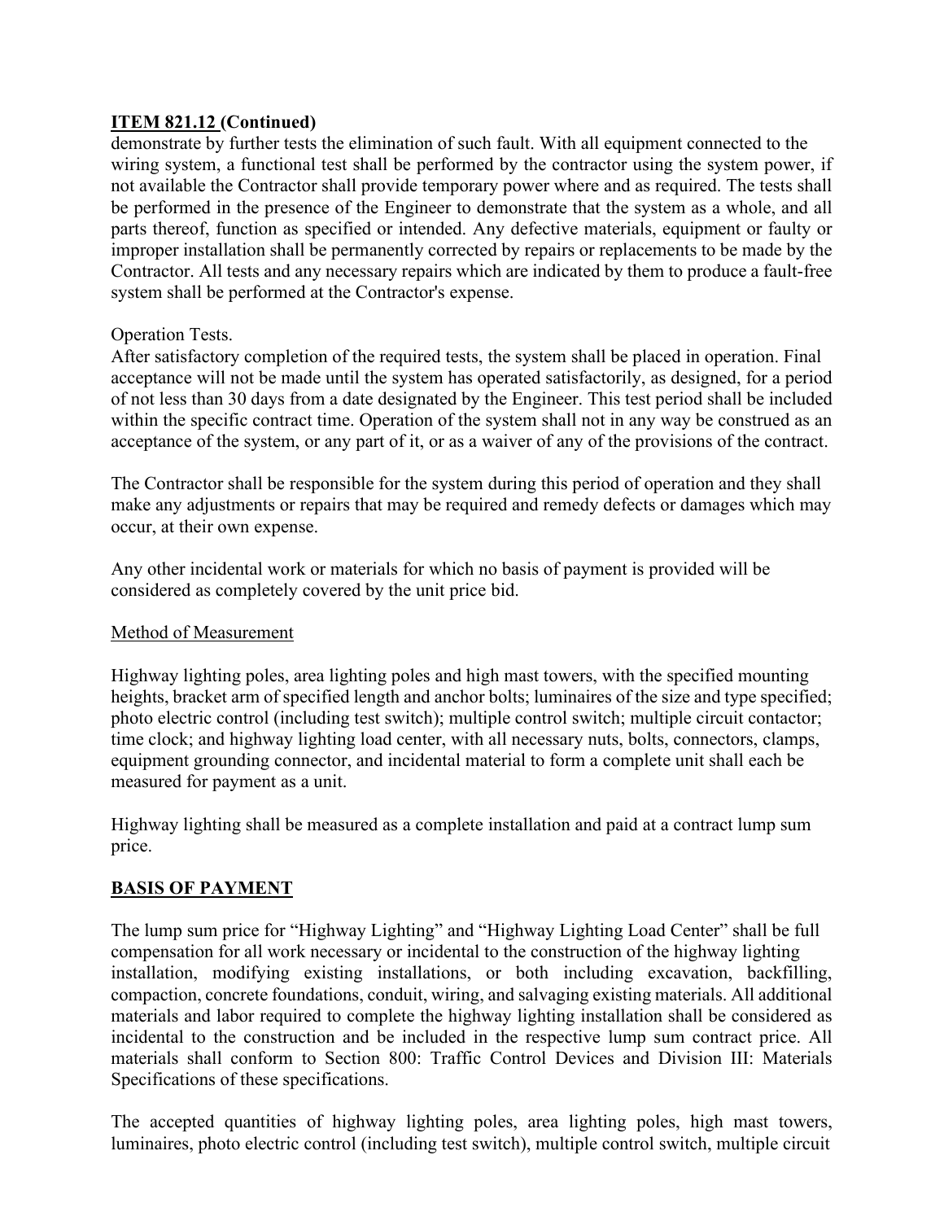**ITEM 821.12 (Continued)**

demonstrate by further tests the elimination of such fault. With all equipment connected to the wiring system, a functional test shall be performed by the contractor using the system power, if not available the Contractor shall provide temporary power where and as required. The tests shall be performed in the presence of the Engineer to demonstrate that the system as a whole, and all parts thereof, function as specified or intended. Any defective materials, equipment or faulty or improper installation shall be permanently corrected by repairs or replacements to be made by the Contractor. All tests and any necessary repairs which are indicated by them to produce a fault-free system shall be performed at the Contractor's expense.

Operation Tests.

After satisfactory completion of the required tests, the system shall be placed in operation. Final acceptance will not be made until the system has operated satisfactorily, as designed, for a period of not less than 30 days from a date designated by the Engineer. This test period shall be included within the specific contract time. Operation of the system shall not in any way be construed as an acceptance of the system, or any part of it, or as a waiver of any of the provisions of the contract.

The Contractor shall be responsible for the system during this period of operation and they shall make any adjustments or repairs that may be required and remedy defects or damages which may occur, at their own expense.

Any other incidental work or materials for which no basis of payment is provided will be considered as completely covered by the unit price bid.

Method of Measurement

Highway lighting poles, area lighting poles and high mast towers, with the specified mounting heights, bracket arm of specified length and anchor bolts; luminaires of the size and type specified; photo electric control (including test switch); multiple control switch; multiple circuit contactor; time clock; and highway lighting load center, with all necessary nuts, bolts, connectors, clamps, equipment grounding connector, and incidental material to form a complete unit shall each be measured for payment as a unit.

Highway lighting shall be measured as a complete installation and paid at a contract lump sum price.

**BASIS OF PAYMENT**

The lump sum price for "Highway Lighting" and "Highway Lighting Load Center" shall be full compensation for all work necessary or incidental to the construction of the highway lighting installation, modifying existing installations, or both including excavation, backfilling, compaction, concrete foundations, conduit, wiring, and salvaging existing materials. All additional materials and labor required to complete the highway lighting installation shall be considered as incidental to the construction and be included in the respective lump sum contract price. All materials shall conform to Section 800: Traffic Control Devices and Division III: Materials Specifications of these specifications.

The accepted quantities of highway lighting poles, area lighting poles, high mast towers, luminaires, photo electric control (including test switch), multiple control switch, multiple circuit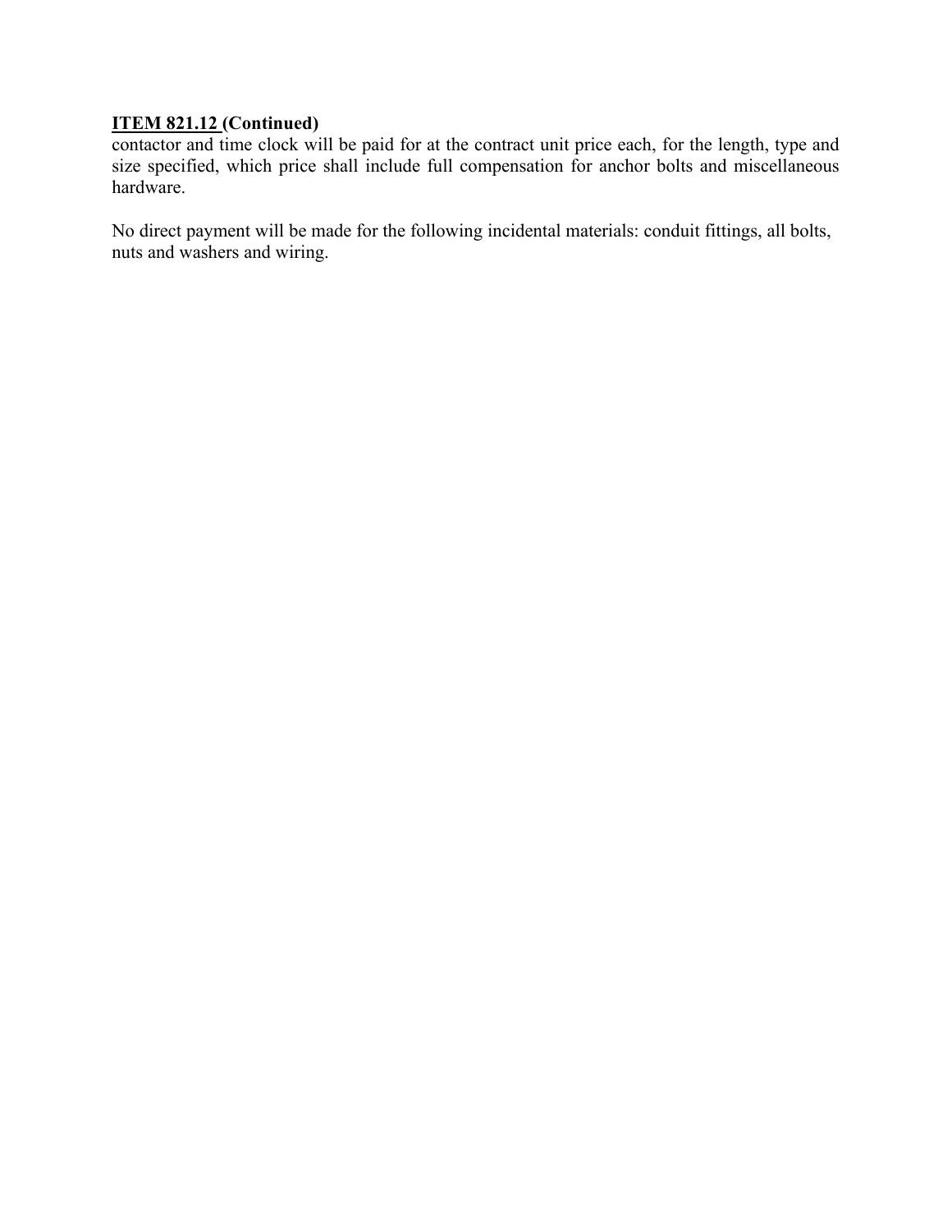**ITEM 821.12 (Continued)**

contactor and time clock will be paid for at the contract unit price each, for the length, type and size specified, which price shall include full compensation for anchor bolts and miscellaneous hardware.

No direct payment will be made for the following incidental materials: conduit fittings, all bolts, nuts and washers and wiring.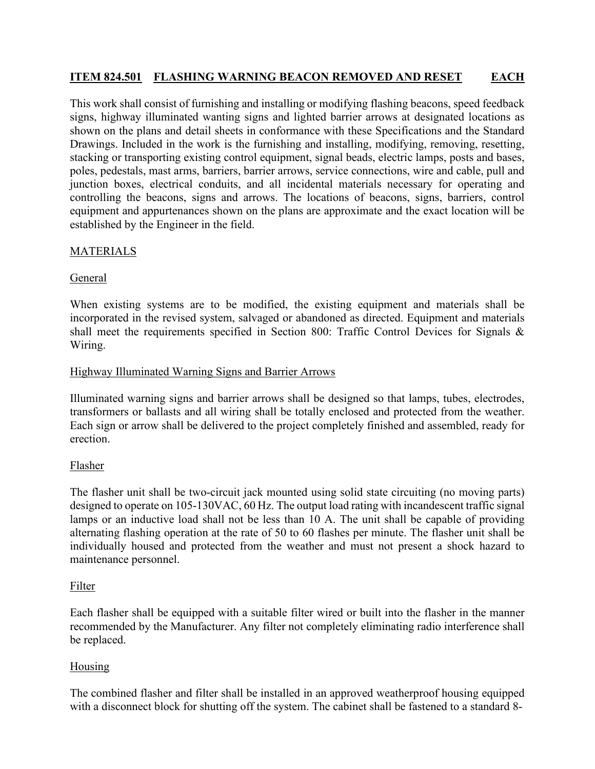**ITEM 824.501 FLASHING WARNING BEACON REMOVED AND RESET EACH**

This work shall consist of furnishing and installing or modifying flashing beacons, speed feedback signs, highway illuminated wanting signs and lighted barrier arrows at designated locations as shown on the plans and detail sheets in conformance with these Specifications and the Standard Drawings. Included in the work is the furnishing and installing, modifying, removing, resetting, stacking or transporting existing control equipment, signal beads, electric lamps, posts and bases, poles, pedestals, mast arms, barriers, barrier arrows, service connections, wire and cable, pull and junction boxes, electrical conduits, and all incidental materials necessary for operating and controlling the beacons, signs and arrows. The locations of beacons, signs, barriers, control equipment and appurtenances shown on the plans are approximate and the exact location will be established by the Engineer in the field.

MATERIALS

General

When existing systems are to be modified, the existing equipment and materials shall be incorporated in the revised system, salvaged or abandoned as directed. Equipment and materials shall meet the requirements specified in Section 800: Traffic Control Devices for Signals & Wiring.

Highway Illuminated Warning Signs and Barrier Arrows

Illuminated warning signs and barrier arrows shall be designed so that lamps, tubes, electrodes, transformers or ballasts and all wiring shall be totally enclosed and protected from the weather. Each sign or arrow shall be delivered to the project completely finished and assembled, ready for erection.

Flasher

The flasher unit shall be two-circuit jack mounted using solid state circuiting (no moving parts) designed to operate on 105-130VAC, 60 Hz. The output load rating with incandescent traffic signal lamps or an inductive load shall not be less than 10 A. The unit shall be capable of providing alternating flashing operation at the rate of 50 to 60 flashes per minute. The flasher unit shall be individually housed and protected from the weather and must not present a shock hazard to maintenance personnel.

Filter

Each flasher shall be equipped with a suitable filter wired or built into the flasher in the manner recommended by the Manufacturer. Any filter not completely eliminating radio interference shall be replaced.

Housing

The combined flasher and filter shall be installed in an approved weatherproof housing equipped with a disconnect block for shutting off the system. The cabinet shall be fastened to a standard 8-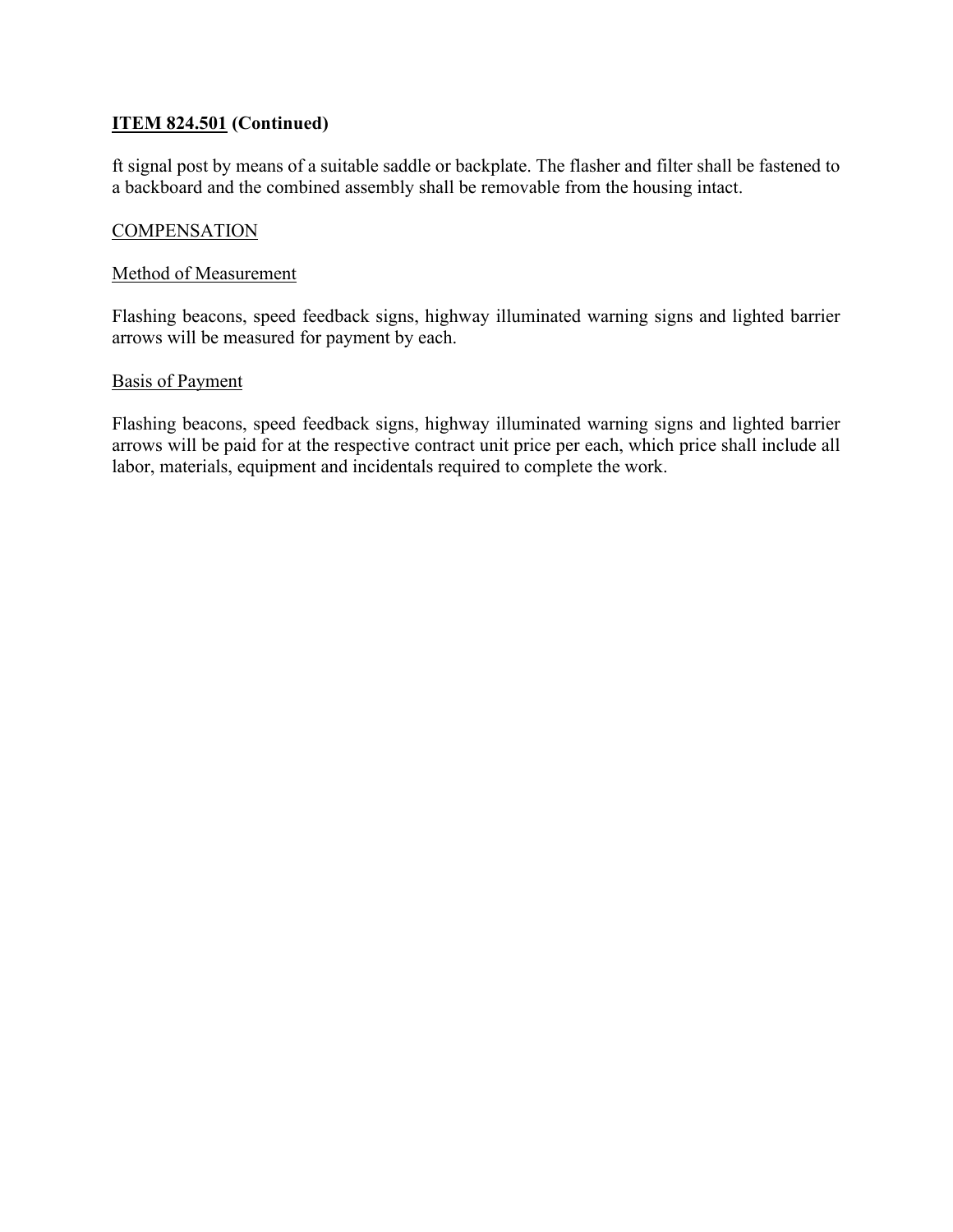**ITEM 824.501 (Continued)**

ft signal post by means of a suitable saddle or backplate. The flasher and filter shall be fastened to a backboard and the combined assembly shall be removable from the housing intact.

COMPENSATION

Method of Measurement

Flashing beacons, speed feedback signs, highway illuminated warning signs and lighted barrier arrows will be measured for payment by each.

Basis of Payment

Flashing beacons, speed feedback signs, highway illuminated warning signs and lighted barrier arrows will be paid for at the respective contract unit price per each, which price shall include all labor, materials, equipment and incidentals required to complete the work.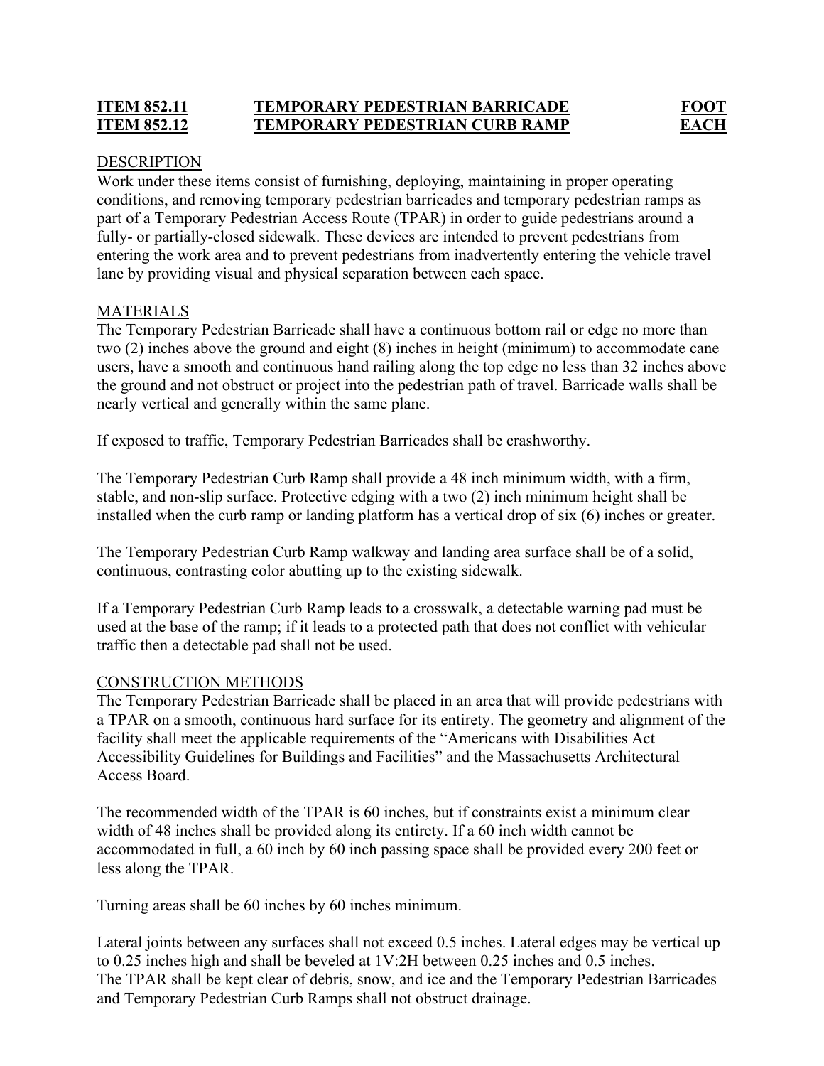**ITEM 852.11 TEMPORARY PEDESTRIAN BARRICADE FOOT**
**ITEM 852.12 TEMPORARY PEDESTRIAN CURB RAMP EACH**

DESCRIPTION

Work under these items consist of furnishing, deploying, maintaining in proper operating conditions, and removing temporary pedestrian barricades and temporary pedestrian ramps as part of a Temporary Pedestrian Access Route (TPAR) in order to guide pedestrians around a fully- or partially-closed sidewalk. These devices are intended to prevent pedestrians from entering the work area and to prevent pedestrians from inadvertently entering the vehicle travel lane by providing visual and physical separation between each space.

MATERIALS

The Temporary Pedestrian Barricade shall have a continuous bottom rail or edge no more than two (2) inches above the ground and eight (8) inches in height (minimum) to accommodate cane users, have a smooth and continuous hand railing along the top edge no less than 32 inches above the ground and not obstruct or project into the pedestrian path of travel. Barricade walls shall be nearly vertical and generally within the same plane.

If exposed to traffic, Temporary Pedestrian Barricades shall be crashworthy.

The Temporary Pedestrian Curb Ramp shall provide a 48 inch minimum width, with a firm, stable, and non-slip surface. Protective edging with a two (2) inch minimum height shall be installed when the curb ramp or landing platform has a vertical drop of six (6) inches or greater.

The Temporary Pedestrian Curb Ramp walkway and landing area surface shall be of a solid, continuous, contrasting color abutting up to the existing sidewalk.

If a Temporary Pedestrian Curb Ramp leads to a crosswalk, a detectable warning pad must be used at the base of the ramp; if it leads to a protected path that does not conflict with vehicular traffic then a detectable pad shall not be used.

CONSTRUCTION METHODS

The Temporary Pedestrian Barricade shall be placed in an area that will provide pedestrians with a TPAR on a smooth, continuous hard surface for its entirety. The geometry and alignment of the facility shall meet the applicable requirements of the "Americans with Disabilities Act Accessibility Guidelines for Buildings and Facilities" and the Massachusetts Architectural Access Board.

The recommended width of the TPAR is 60 inches, but if constraints exist a minimum clear width of 48 inches shall be provided along its entirety. If a 60 inch width cannot be accommodated in full, a 60 inch by 60 inch passing space shall be provided every 200 feet or less along the TPAR.

Turning areas shall be 60 inches by 60 inches minimum.

Lateral joints between any surfaces shall not exceed 0.5 inches. Lateral edges may be vertical up to 0.25 inches high and shall be beveled at 1V:2H between 0.25 inches and 0.5 inches. The TPAR shall be kept clear of debris, snow, and ice and the Temporary Pedestrian Barricades and Temporary Pedestrian Curb Ramps shall not obstruct drainage.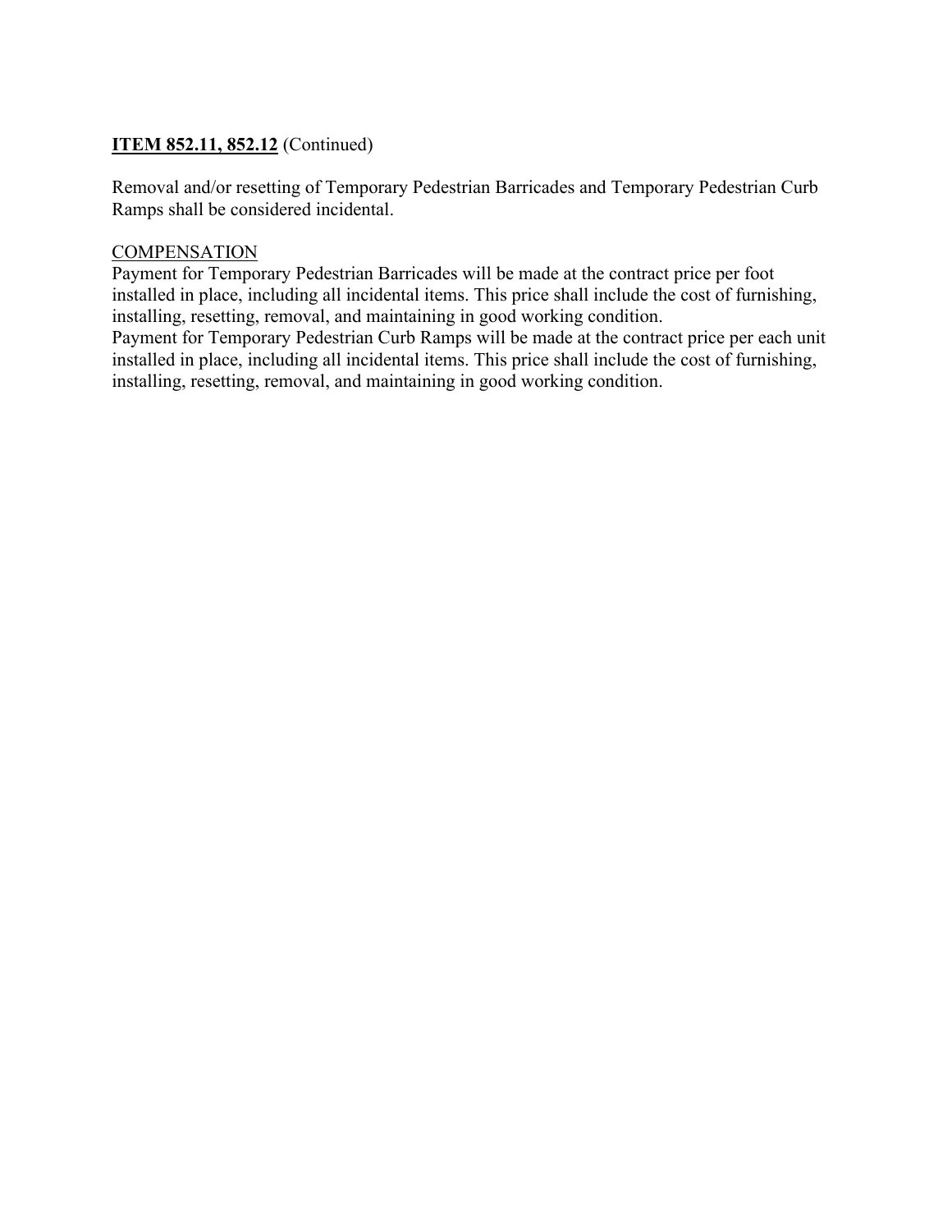**ITEM 852.11, 852.12** (Continued)

Removal and/or resetting of Temporary Pedestrian Barricades and Temporary Pedestrian Curb Ramps shall be considered incidental.

COMPENSATION

Payment for Temporary Pedestrian Barricades will be made at the contract price per foot installed in place, including all incidental items. This price shall include the cost of furnishing, installing, resetting, removal, and maintaining in good working condition.

Payment for Temporary Pedestrian Curb Ramps will be made at the contract price per each unit installed in place, including all incidental items. This price shall include the cost of furnishing, installing, resetting, removal, and maintaining in good working condition.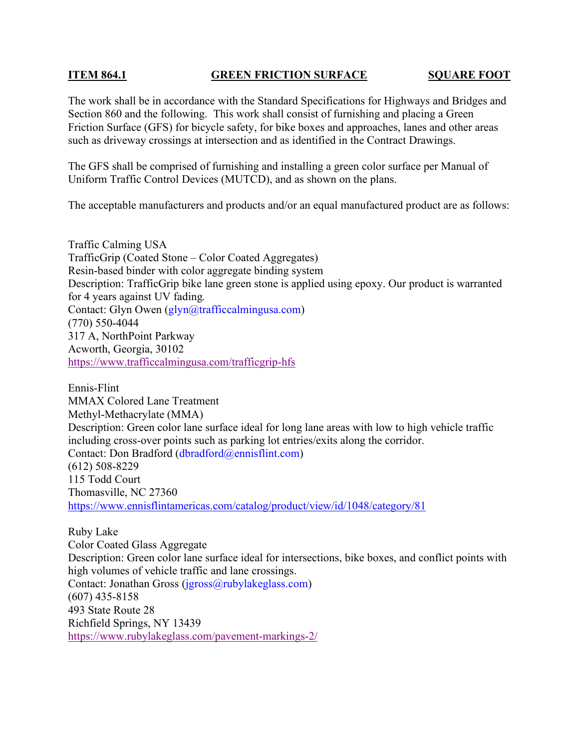**ITEM 864.1 GREEN FRICTION SURFACE SQUARE FOOT**

The work shall be in accordance with the Standard Specifications for Highways and Bridges and Section 860 and the following. This work shall consist of furnishing and placing a Green Friction Surface (GFS) for bicycle safety, for bike boxes and approaches, lanes and other areas such as driveway crossings at intersection and as identified in the Contract Drawings.

The GFS shall be comprised of furnishing and installing a green color surface per Manual of Uniform Traffic Control Devices (MUTCD), and as shown on the plans.

The acceptable manufacturers and products and/or an equal manufactured product are as follows:

Traffic Calming USA
TrafficGrip (Coated Stone – Color Coated Aggregates)
Resin-based binder with color aggregate binding system
Description: TrafficGrip bike lane green stone is applied using epoxy. Our product is warranted for 4 years against UV fading.
Contact: Glyn Owen (glyn@trafficcalmingusa.com)
(770) 550-4044
317 A, NorthPoint Parkway
Acworth, Georgia, 30102
https://www.trafficcalmingusa.com/trafficgrip-hfs

Ennis-Flint
MMAX Colored Lane Treatment
Methyl-Methacrylate (MMA)
Description: Green color lane surface ideal for long lane areas with low to high vehicle traffic including cross-over points such as parking lot entries/exits along the corridor.
Contact: Don Bradford (dbradford@ennisflint.com)
(612) 508-8229
115 Todd Court
Thomasville, NC 27360
https://www.ennisflintamericas.com/catalog/product/view/id/1048/category/81

Ruby Lake
Color Coated Glass Aggregate
Description: Green color lane surface ideal for intersections, bike boxes, and conflict points with high volumes of vehicle traffic and lane crossings.
Contact: Jonathan Gross (jgross@rubylakeglass.com)
(607) 435-8158
493 State Route 28
Richfield Springs, NY 13439
https://www.rubylakeglass.com/pavement-markings-2/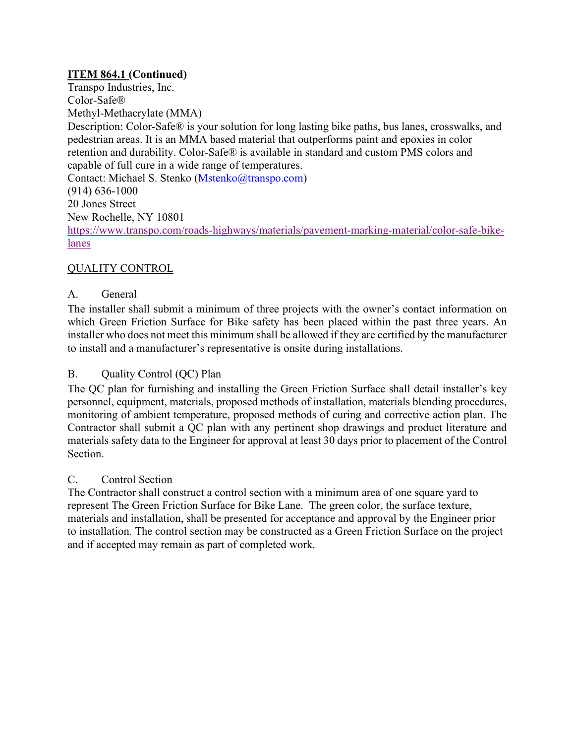**ITEM 864.1 (Continued)**

Transpo Industries, Inc.
Color-Safe®
Methyl-Methacrylate (MMA)
Description: Color-Safe® is your solution for long lasting bike paths, bus lanes, crosswalks, and pedestrian areas. It is an MMA based material that outperforms paint and epoxies in color retention and durability. Color-Safe® is available in standard and custom PMS colors and capable of full cure in a wide range of temperatures.
Contact: Michael S. Stenko (Mstenko@transpo.com)
(914) 636-1000
20 Jones Street
New Rochelle, NY 10801
https://www.transpo.com/roads-highways/materials/pavement-marking-material/color-safe-bike-lanes

QUALITY CONTROL

A. General

The installer shall submit a minimum of three projects with the owner's contact information on which Green Friction Surface for Bike safety has been placed within the past three years. An installer who does not meet this minimum shall be allowed if they are certified by the manufacturer to install and a manufacturer's representative is onsite during installations.

B. Quality Control (QC) Plan

The QC plan for furnishing and installing the Green Friction Surface shall detail installer's key personnel, equipment, materials, proposed methods of installation, materials blending procedures, monitoring of ambient temperature, proposed methods of curing and corrective action plan. The Contractor shall submit a QC plan with any pertinent shop drawings and product literature and materials safety data to the Engineer for approval at least 30 days prior to placement of the Control Section.

C. Control Section

The Contractor shall construct a control section with a minimum area of one square yard to represent The Green Friction Surface for Bike Lane. The green color, the surface texture, materials and installation, shall be presented for acceptance and approval by the Engineer prior to installation. The control section may be constructed as a Green Friction Surface on the project and if accepted may remain as part of completed work.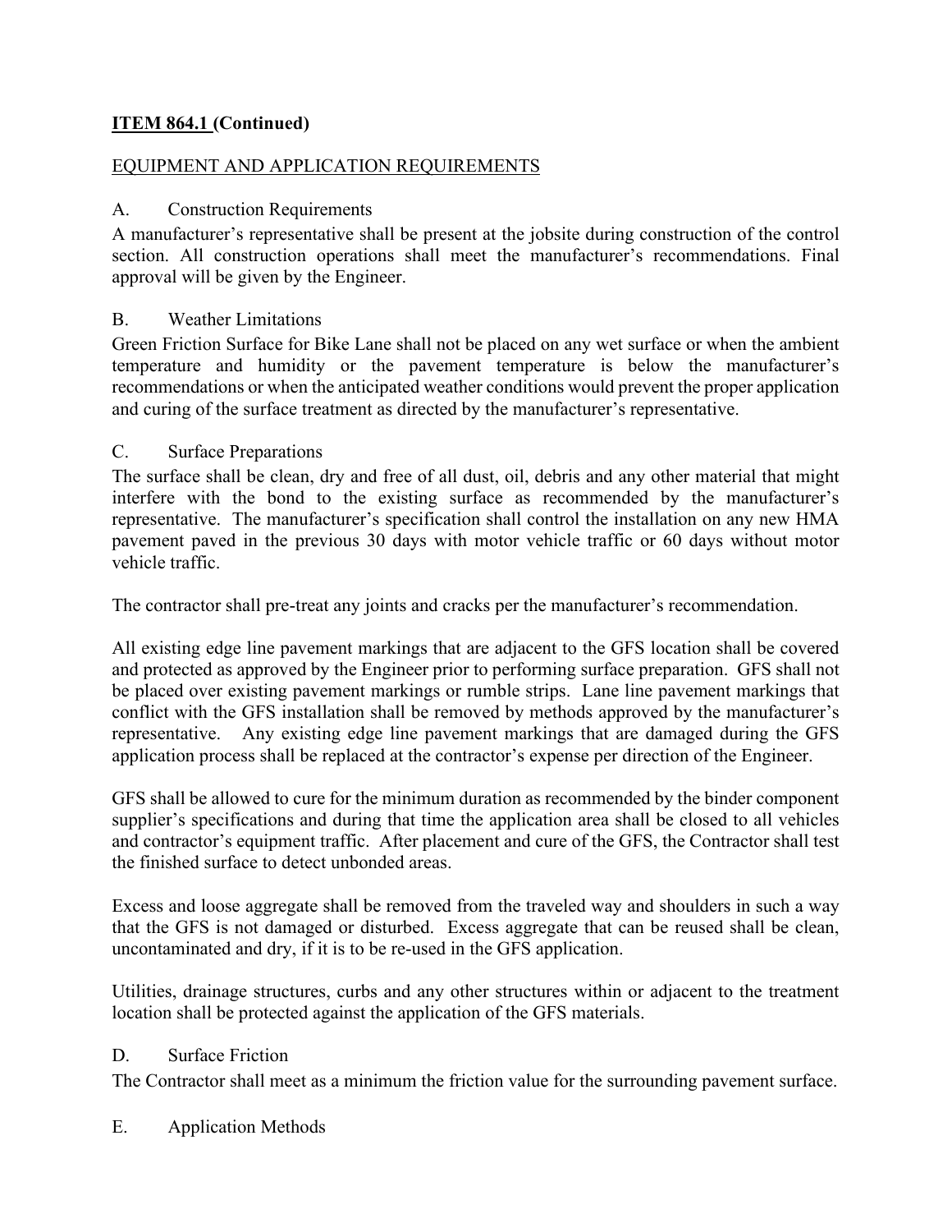**ITEM 864.1 (Continued)**

EQUIPMENT AND APPLICATION REQUIREMENTS

A. Construction Requirements

A manufacturer's representative shall be present at the jobsite during construction of the control section. All construction operations shall meet the manufacturer's recommendations. Final approval will be given by the Engineer.

B. Weather Limitations

Green Friction Surface for Bike Lane shall not be placed on any wet surface or when the ambient temperature and humidity or the pavement temperature is below the manufacturer's recommendations or when the anticipated weather conditions would prevent the proper application and curing of the surface treatment as directed by the manufacturer's representative.

C. Surface Preparations

The surface shall be clean, dry and free of all dust, oil, debris and any other material that might interfere with the bond to the existing surface as recommended by the manufacturer's representative. The manufacturer's specification shall control the installation on any new HMA pavement paved in the previous 30 days with motor vehicle traffic or 60 days without motor vehicle traffic.

The contractor shall pre-treat any joints and cracks per the manufacturer's recommendation.

All existing edge line pavement markings that are adjacent to the GFS location shall be covered and protected as approved by the Engineer prior to performing surface preparation. GFS shall not be placed over existing pavement markings or rumble strips. Lane line pavement markings that conflict with the GFS installation shall be removed by methods approved by the manufacturer's representative. Any existing edge line pavement markings that are damaged during the GFS application process shall be replaced at the contractor's expense per direction of the Engineer.

GFS shall be allowed to cure for the minimum duration as recommended by the binder component supplier's specifications and during that time the application area shall be closed to all vehicles and contractor's equipment traffic. After placement and cure of the GFS, the Contractor shall test the finished surface to detect unbonded areas.

Excess and loose aggregate shall be removed from the traveled way and shoulders in such a way that the GFS is not damaged or disturbed. Excess aggregate that can be reused shall be clean, uncontaminated and dry, if it is to be re-used in the GFS application.

Utilities, drainage structures, curbs and any other structures within or adjacent to the treatment location shall be protected against the application of the GFS materials.

D. Surface Friction

The Contractor shall meet as a minimum the friction value for the surrounding pavement surface.

E. Application Methods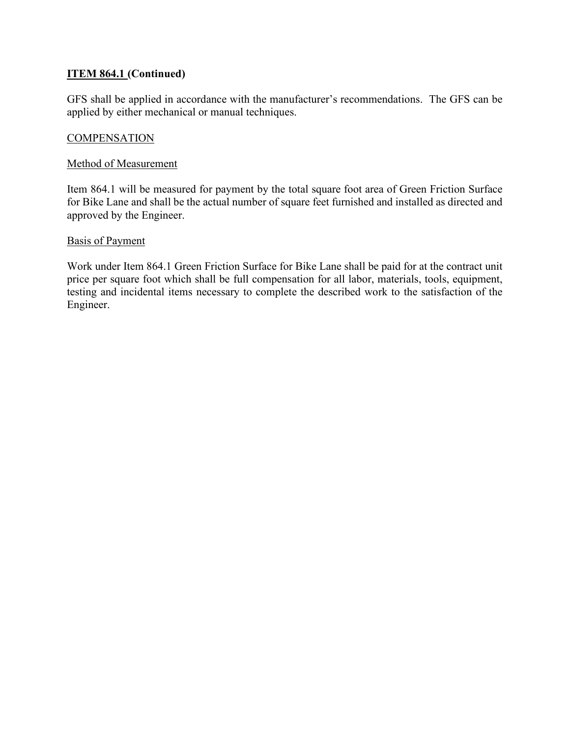**ITEM 864.1 (Continued)**

GFS shall be applied in accordance with the manufacturer's recommendations. The GFS can be applied by either mechanical or manual techniques.

COMPENSATION

Method of Measurement

Item 864.1 will be measured for payment by the total square foot area of Green Friction Surface for Bike Lane and shall be the actual number of square feet furnished and installed as directed and approved by the Engineer.

Basis of Payment

Work under Item 864.1 Green Friction Surface for Bike Lane shall be paid for at the contract unit price per square foot which shall be full compensation for all labor, materials, tools, equipment, testing and incidental items necessary to complete the described work to the satisfaction of the Engineer.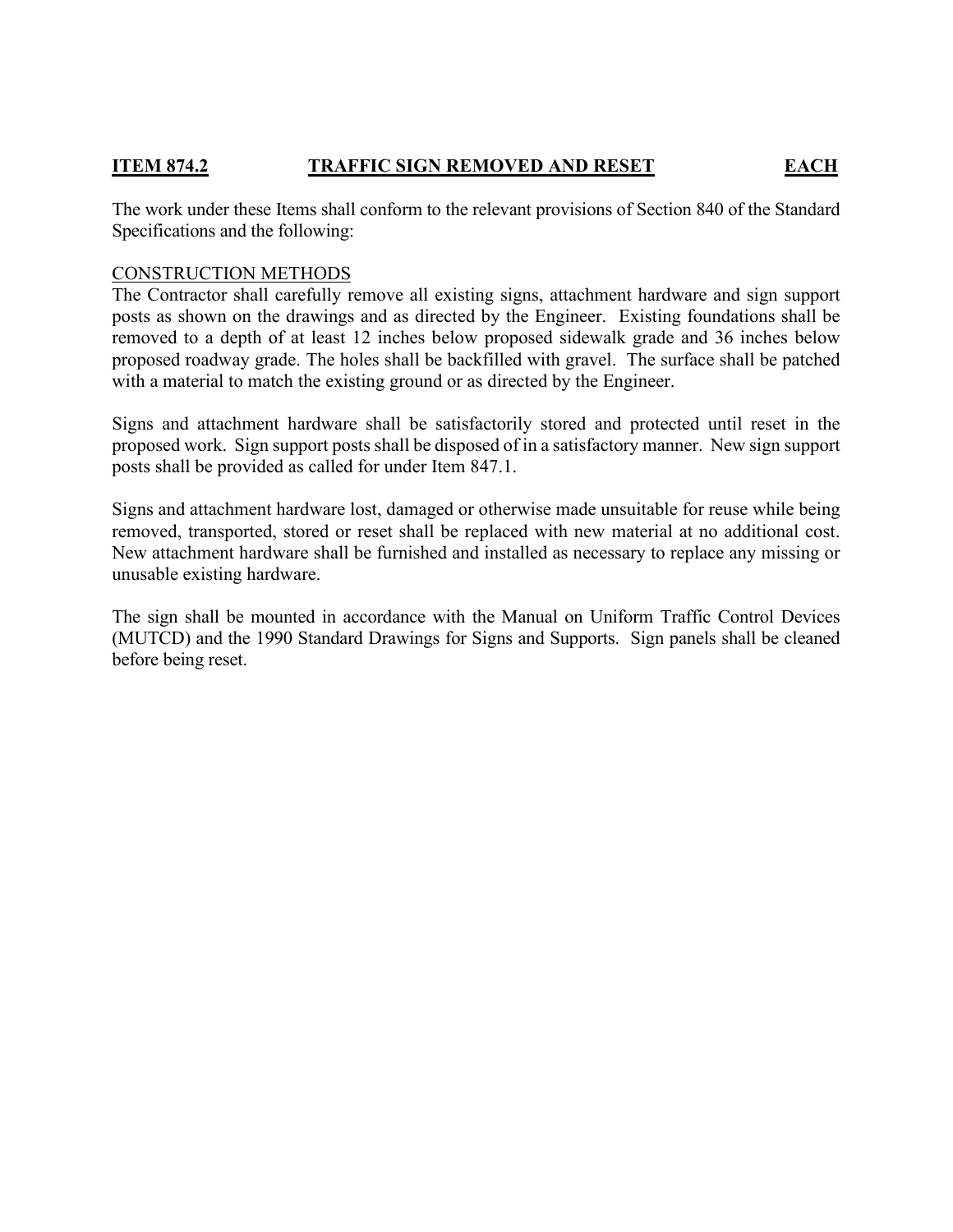**ITEM 874.2 TRAFFIC SIGN REMOVED AND RESET EACH**

The work under these Items shall conform to the relevant provisions of Section 840 of the Standard Specifications and the following:

CONSTRUCTION METHODS

The Contractor shall carefully remove all existing signs, attachment hardware and sign support posts as shown on the drawings and as directed by the Engineer. Existing foundations shall be removed to a depth of at least 12 inches below proposed sidewalk grade and 36 inches below proposed roadway grade. The holes shall be backfilled with gravel. The surface shall be patched with a material to match the existing ground or as directed by the Engineer.

Signs and attachment hardware shall be satisfactorily stored and protected until reset in the proposed work. Sign support posts shall be disposed of in a satisfactory manner. New sign support posts shall be provided as called for under Item 847.1.

Signs and attachment hardware lost, damaged or otherwise made unsuitable for reuse while being removed, transported, stored or reset shall be replaced with new material at no additional cost. New attachment hardware shall be furnished and installed as necessary to replace any missing or unusable existing hardware.

The sign shall be mounted in accordance with the Manual on Uniform Traffic Control Devices (MUTCD) and the 1990 Standard Drawings for Signs and Supports. Sign panels shall be cleaned before being reset.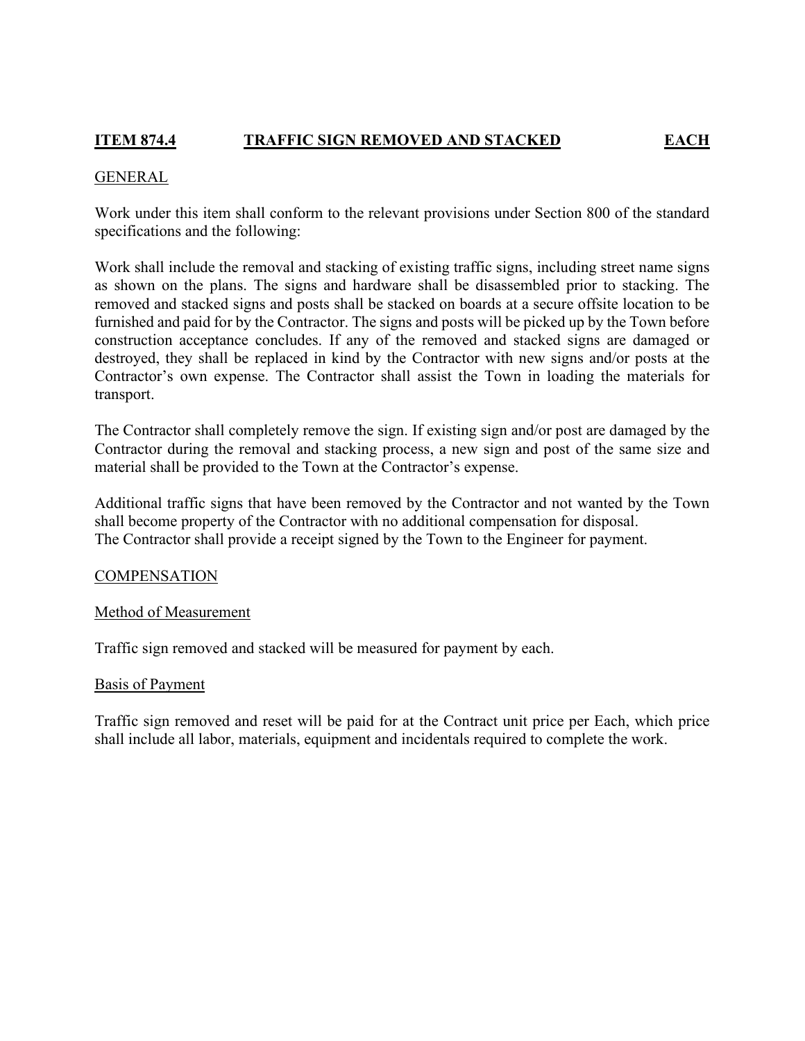## **ITEM 874.4 TRAFFIC SIGN REMOVED AND STACKED EACH**

GENERAL

Work under this item shall conform to the relevant provisions under Section 800 of the standard specifications and the following:

Work shall include the removal and stacking of existing traffic signs, including street name signs as shown on the plans. The signs and hardware shall be disassembled prior to stacking. The removed and stacked signs and posts shall be stacked on boards at a secure offsite location to be furnished and paid for by the Contractor. The signs and posts will be picked up by the Town before construction acceptance concludes. If any of the removed and stacked signs are damaged or destroyed, they shall be replaced in kind by the Contractor with new signs and/or posts at the Contractor's own expense. The Contractor shall assist the Town in loading the materials for transport.

The Contractor shall completely remove the sign. If existing sign and/or post are damaged by the Contractor during the removal and stacking process, a new sign and post of the same size and material shall be provided to the Town at the Contractor's expense.

Additional traffic signs that have been removed by the Contractor and not wanted by the Town shall become property of the Contractor with no additional compensation for disposal.
The Contractor shall provide a receipt signed by the Town to the Engineer for payment.

COMPENSATION

Method of Measurement

Traffic sign removed and stacked will be measured for payment by each.

Basis of Payment

Traffic sign removed and reset will be paid for at the Contract unit price per Each, which price shall include all labor, materials, equipment and incidentals required to complete the work.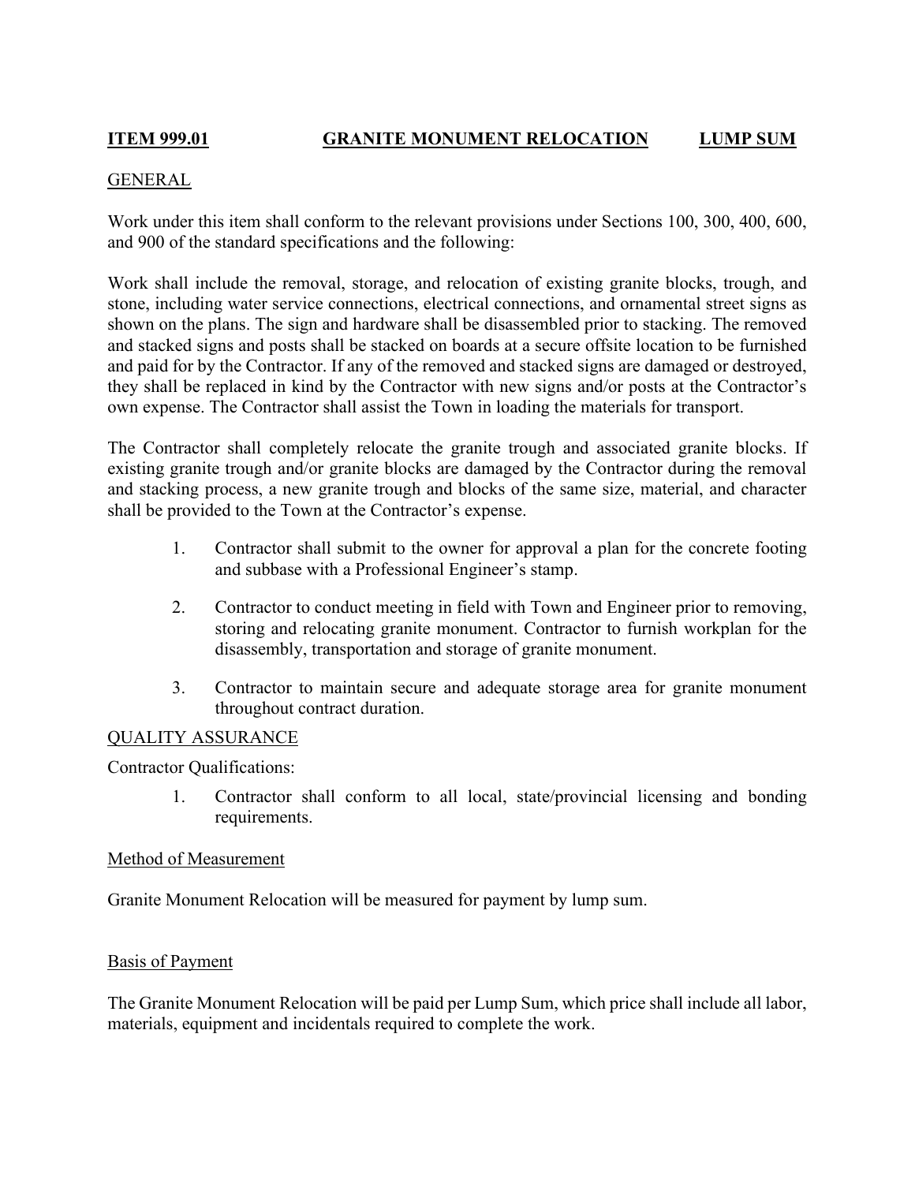**ITEM 999.01 GRANITE MONUMENT RELOCATION LUMP SUM**

GENERAL

Work under this item shall conform to the relevant provisions under Sections 100, 300, 400, 600, and 900 of the standard specifications and the following:

Work shall include the removal, storage, and relocation of existing granite blocks, trough, and stone, including water service connections, electrical connections, and ornamental street signs as shown on the plans. The sign and hardware shall be disassembled prior to stacking. The removed and stacked signs and posts shall be stacked on boards at a secure offsite location to be furnished and paid for by the Contractor. If any of the removed and stacked signs are damaged or destroyed, they shall be replaced in kind by the Contractor with new signs and/or posts at the Contractor's own expense. The Contractor shall assist the Town in loading the materials for transport.

The Contractor shall completely relocate the granite trough and associated granite blocks. If existing granite trough and/or granite blocks are damaged by the Contractor during the removal and stacking process, a new granite trough and blocks of the same size, material, and character shall be provided to the Town at the Contractor's expense.

1. Contractor shall submit to the owner for approval a plan for the concrete footing and subbase with a Professional Engineer's stamp.
2. Contractor to conduct meeting in field with Town and Engineer prior to removing, storing and relocating granite monument. Contractor to furnish workplan for the disassembly, transportation and storage of granite monument.
3. Contractor to maintain secure and adequate storage area for granite monument throughout contract duration.

QUALITY ASSURANCE

Contractor Qualifications:

1. Contractor shall conform to all local, state/provincial licensing and bonding requirements.

Method of Measurement

Granite Monument Relocation will be measured for payment by lump sum.

Basis of Payment

The Granite Monument Relocation will be paid per Lump Sum, which price shall include all labor, materials, equipment and incidentals required to complete the work.